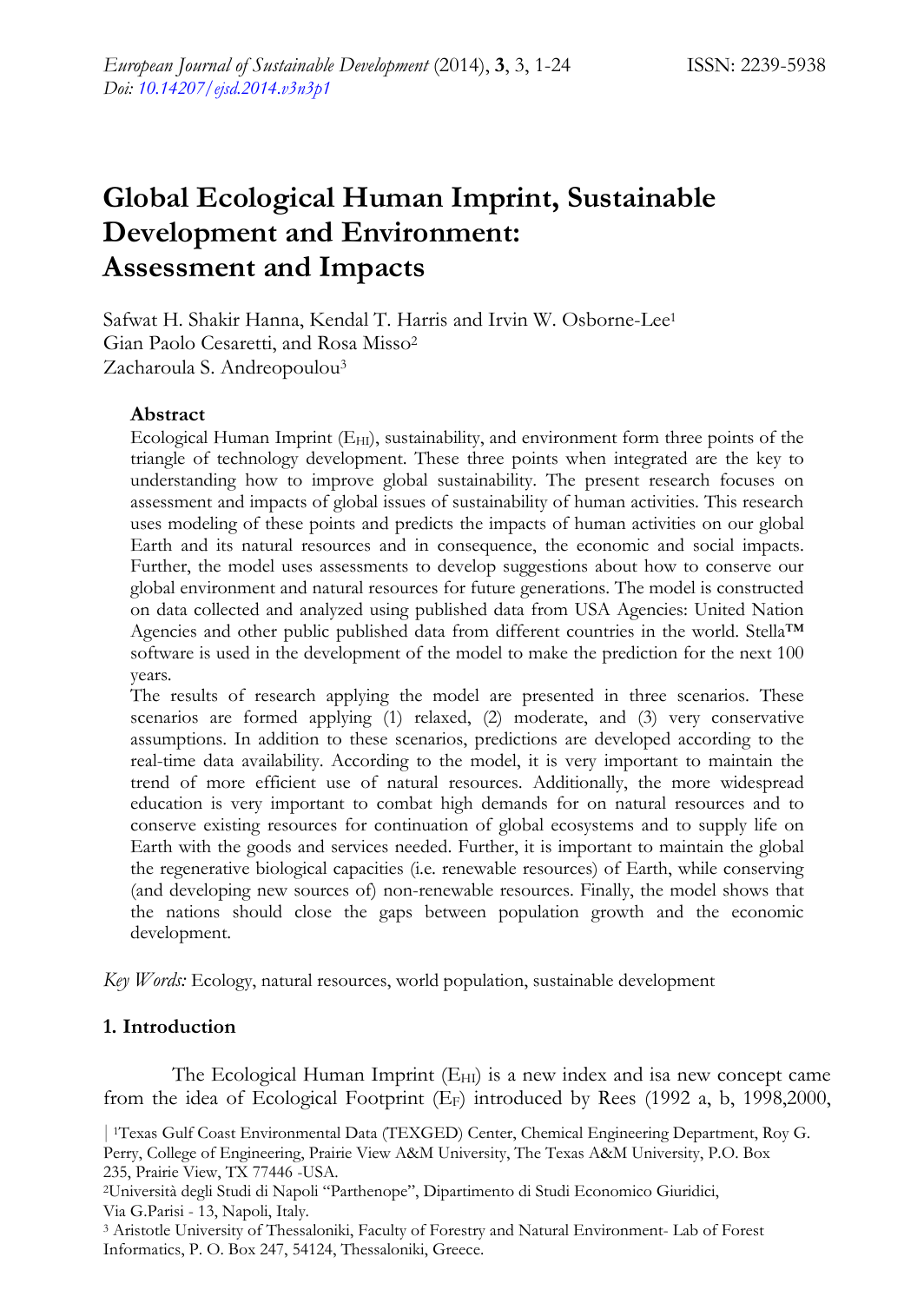# Global Ecological Human Imprint, Sustainable Development and Environment: Assessment and Impacts

Safwat H. Shakir Hanna, Kendal T. Harris and Irvin W. Osborne-Lee[1]
Gian Paolo Cesaretti, and Rosa Misso[2]
Zacharoula S. Andreopoulou[3]

### Abstract

Ecological Human Imprint ($E_{HI}$), sustainability, and environment form three points of the triangle of technology development. These three points when integrated are the key to understanding how to improve global sustainability. The present research focuses on assessment and impacts of global issues of sustainability of human activities. This research uses modeling of these points and predicts the impacts of human activities on our global Earth and its natural resources and in consequence, the economic and social impacts. Further, the model uses assessments to develop suggestions about how to conserve our global environment and natural resources for future generations. The model is constructed on data collected and analyzed using published data from USA Agencies: United Nation Agencies and other public published data from different countries in the world. Stella™ software is used in the development of the model to make the prediction for the next 100 years.

The results of research applying the model are presented in three scenarios. These scenarios are formed applying (1) relaxed, (2) moderate, and (3) very conservative assumptions. In addition to these scenarios, predictions are developed according to the real-time data availability. According to the model, it is very important to maintain the trend of more efficient use of natural resources. Additionally, the more widespread education is very important to combat high demands for on natural resources and to conserve existing resources for continuation of global ecosystems and to supply life on Earth with the goods and services needed. Further, it is important to maintain the global the regenerative biological capacities (i.e. renewable resources) of Earth, while conserving (and developing new sources of) non-renewable resources. Finally, the model shows that the nations should close the gaps between population growth and the economic development.

*Key Words:* Ecology, natural resources, world population, sustainable development

## 1. Introduction

The Ecological Human Imprint ($E_{HI}$) is a new index and isa new concept came from the idea of Ecological Footprint ($E_F$) introduced by Rees (1992 a, b, 1998,2000,

[1]Texas Gulf Coast Environmental Data (TEXGED) Center, Chemical Engineering Department, Roy G. Perry, College of Engineering, Prairie View A&M University, The Texas A&M University, P.O. Box 235, Prairie View, TX 77446 -USA.
[2]Università degli Studi di Napoli "Parthenope", Dipartimento di Studi Economico Giuridici, Via G.Parisi - 13, Napoli, Italy.
[3] Aristotle University of Thessaloniki, Faculty of Forestry and Natural Environment- Lab of Forest Informatics, P. O. Box 247, 54124, Thessaloniki, Greece.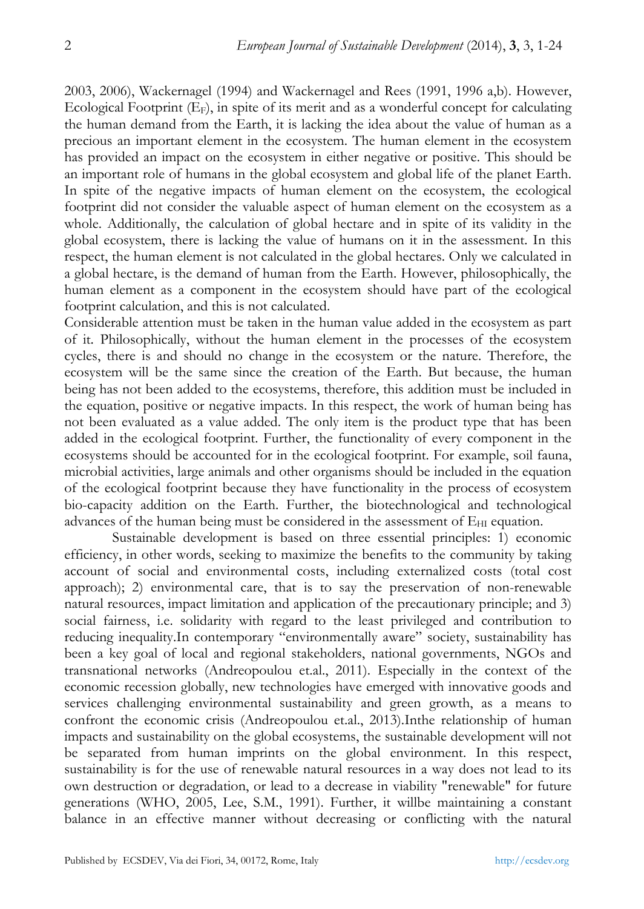2003, 2006), Wackernagel (1994) and Wackernagel and Rees (1991, 1996 a,b). However, Ecological Footprint ($E_F$), in spite of its merit and as a wonderful concept for calculating the human demand from the Earth, it is lacking the idea about the value of human as a precious an important element in the ecosystem. The human element in the ecosystem has provided an impact on the ecosystem in either negative or positive. This should be an important role of humans in the global ecosystem and global life of the planet Earth. In spite of the negative impacts of human element on the ecosystem, the ecological footprint did not consider the valuable aspect of human element on the ecosystem as a whole. Additionally, the calculation of global hectare and in spite of its validity in the global ecosystem, there is lacking the value of humans on it in the assessment. In this respect, the human element is not calculated in the global hectares. Only we calculated in a global hectare, is the demand of human from the Earth. However, philosophically, the human element as a component in the ecosystem should have part of the ecological footprint calculation, and this is not calculated.

Considerable attention must be taken in the human value added in the ecosystem as part of it. Philosophically, without the human element in the processes of the ecosystem cycles, there is and should no change in the ecosystem or the nature. Therefore, the ecosystem will be the same since the creation of the Earth. But because, the human being has not been added to the ecosystems, therefore, this addition must be included in the equation, positive or negative impacts. In this respect, the work of human being has not been evaluated as a value added. The only item is the product type that has been added in the ecological footprint. Further, the functionality of every component in the ecosystems should be accounted for in the ecological footprint. For example, soil fauna, microbial activities, large animals and other organisms should be included in the equation of the ecological footprint because they have functionality in the process of ecosystem bio-capacity addition on the Earth. Further, the biotechnological and technological advances of the human being must be considered in the assessment of $E_{HI}$ equation.

Sustainable development is based on three essential principles: 1) economic efficiency, in other words, seeking to maximize the benefits to the community by taking account of social and environmental costs, including externalized costs (total cost approach); 2) environmental care, that is to say the preservation of non-renewable natural resources, impact limitation and application of the precautionary principle; and 3) social fairness, i.e. solidarity with regard to the least privileged and contribution to reducing inequality.In contemporary "environmentally aware" society, sustainability has been a key goal of local and regional stakeholders, national governments, NGOs and transnational networks (Andreopoulou et.al., 2011). Especially in the context of the economic recession globally, new technologies have emerged with innovative goods and services challenging environmental sustainability and green growth, as a means to confront the economic crisis (Andreopoulou et.al., 2013).Inthe relationship of human impacts and sustainability on the global ecosystems, the sustainable development will not be separated from human imprints on the global environment. In this respect, sustainability is for the use of renewable natural resources in a way does not lead to its own destruction or degradation, or lead to a decrease in viability "renewable" for future generations (WHO, 2005, Lee, S.M., 1991). Further, it willbe maintaining a constant balance in an effective manner without decreasing or conflicting with the natural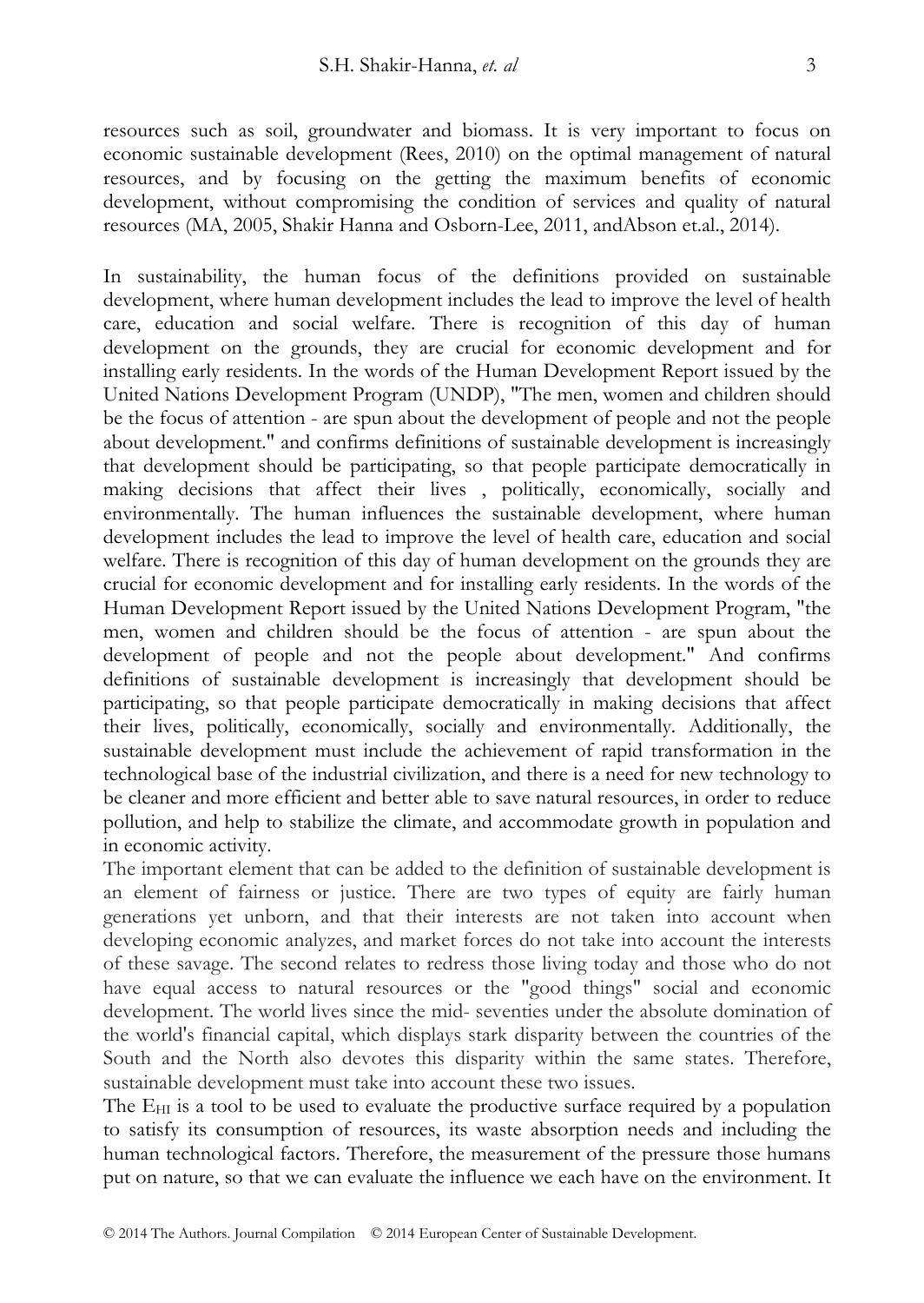resources such as soil, groundwater and biomass. It is very important to focus on economic sustainable development (Rees, 2010) on the optimal management of natural resources, and by focusing on the getting the maximum benefits of economic development, without compromising the condition of services and quality of natural resources (MA, 2005, Shakir Hanna and Osborn-Lee, 2011, andAbson et.al., 2014).

In sustainability, the human focus of the definitions provided on sustainable development, where human development includes the lead to improve the level of health care, education and social welfare. There is recognition of this day of human development on the grounds, they are crucial for economic development and for installing early residents. In the words of the Human Development Report issued by the United Nations Development Program (UNDP), "The men, women and children should be the focus of attention - are spun about the development of people and not the people about development." and confirms definitions of sustainable development is increasingly that development should be participating, so that people participate democratically in making decisions that affect their lives , politically, economically, socially and environmentally. The human influences the sustainable development, where human development includes the lead to improve the level of health care, education and social welfare. There is recognition of this day of human development on the grounds they are crucial for economic development and for installing early residents. In the words of the Human Development Report issued by the United Nations Development Program, "the men, women and children should be the focus of attention - are spun about the development of people and not the people about development." And confirms definitions of sustainable development is increasingly that development should be participating, so that people participate democratically in making decisions that affect their lives, politically, economically, socially and environmentally. Additionally, the sustainable development must include the achievement of rapid transformation in the technological base of the industrial civilization, and there is a need for new technology to be cleaner and more efficient and better able to save natural resources, in order to reduce pollution, and help to stabilize the climate, and accommodate growth in population and in economic activity.

The important element that can be added to the definition of sustainable development is an element of fairness or justice. There are two types of equity are fairly human generations yet unborn, and that their interests are not taken into account when developing economic analyzes, and market forces do not take into account the interests of these savage. The second relates to redress those living today and those who do not have equal access to natural resources or the "good things" social and economic development. The world lives since the mid- seventies under the absolute domination of the world's financial capital, which displays stark disparity between the countries of the South and the North also devotes this disparity within the same states. Therefore, sustainable development must take into account these two issues.

The $E_{HI}$ is a tool to be used to evaluate the productive surface required by a population to satisfy its consumption of resources, its waste absorption needs and including the human technological factors. Therefore, the measurement of the pressure those humans put on nature, so that we can evaluate the influence we each have on the environment. It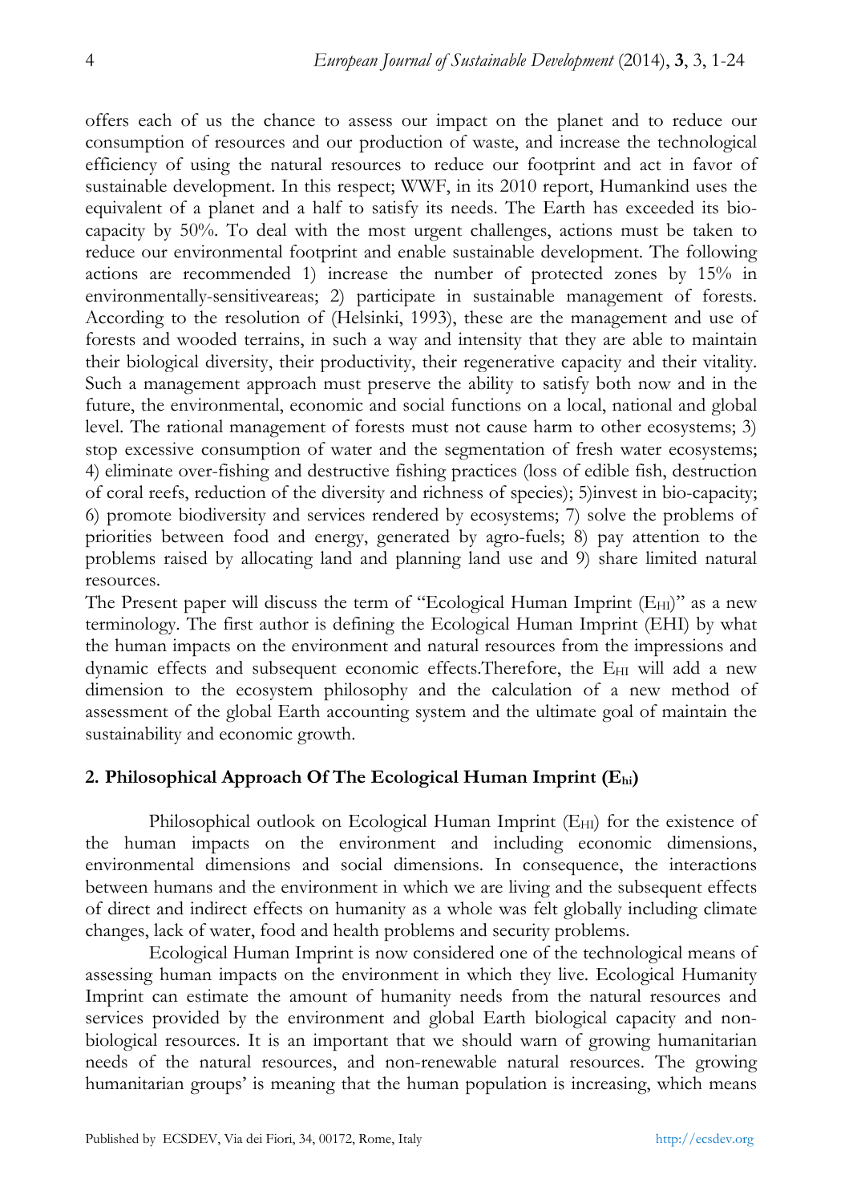offers each of us the chance to assess our impact on the planet and to reduce our consumption of resources and our production of waste, and increase the technological efficiency of using the natural resources to reduce our footprint and act in favor of sustainable development. In this respect; WWF, in its 2010 report, Humankind uses the equivalent of a planet and a half to satisfy its needs. The Earth has exceeded its bio-capacity by 50%. To deal with the most urgent challenges, actions must be taken to reduce our environmental footprint and enable sustainable development. The following actions are recommended 1) increase the number of protected zones by 15% in environmentally-sensitiveareas; 2) participate in sustainable management of forests. According to the resolution of (Helsinki, 1993), these are the management and use of forests and wooded terrains, in such a way and intensity that they are able to maintain their biological diversity, their productivity, their regenerative capacity and their vitality. Such a management approach must preserve the ability to satisfy both now and in the future, the environmental, economic and social functions on a local, national and global level. The rational management of forests must not cause harm to other ecosystems; 3) stop excessive consumption of water and the segmentation of fresh water ecosystems; 4) eliminate over-fishing and destructive fishing practices (loss of edible fish, destruction of coral reefs, reduction of the diversity and richness of species); 5)invest in bio-capacity; 6) promote biodiversity and services rendered by ecosystems; 7) solve the problems of priorities between food and energy, generated by agro-fuels; 8) pay attention to the problems raised by allocating land and planning land use and 9) share limited natural resources.

The Present paper will discuss the term of "Ecological Human Imprint ($E_{HI}$)" as a new terminology. The first author is defining the Ecological Human Imprint (EHI) by what the human impacts on the environment and natural resources from the impressions and dynamic effects and subsequent economic effects.Therefore, the $E_{HI}$ will add a new dimension to the ecosystem philosophy and the calculation of a new method of assessment of the global Earth accounting system and the ultimate goal of maintain the sustainability and economic growth.

## 2. Philosophical Approach Of The Ecological Human Imprint ($E_{hi}$)

Philosophical outlook on Ecological Human Imprint ($E_{HI}$) for the existence of the human impacts on the environment and including economic dimensions, environmental dimensions and social dimensions. In consequence, the interactions between humans and the environment in which we are living and the subsequent effects of direct and indirect effects on humanity as a whole was felt globally including climate changes, lack of water, food and health problems and security problems.

Ecological Human Imprint is now considered one of the technological means of assessing human impacts on the environment in which they live. Ecological Humanity Imprint can estimate the amount of humanity needs from the natural resources and services provided by the environment and global Earth biological capacity and non-biological resources. It is an important that we should warn of growing humanitarian needs of the natural resources, and non-renewable natural resources. The growing humanitarian groups' is meaning that the human population is increasing, which means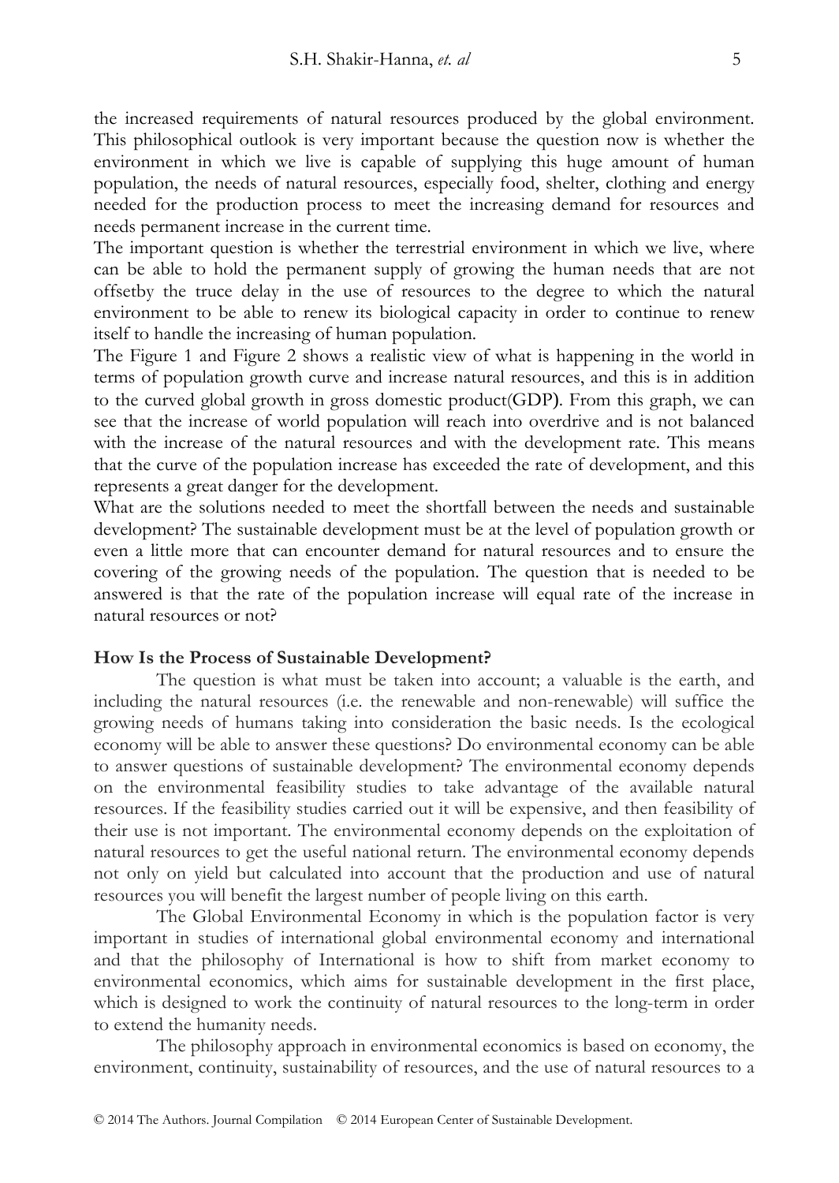the increased requirements of natural resources produced by the global environment. This philosophical outlook is very important because the question now is whether the environment in which we live is capable of supplying this huge amount of human population, the needs of natural resources, especially food, shelter, clothing and energy needed for the production process to meet the increasing demand for resources and needs permanent increase in the current time.

The important question is whether the terrestrial environment in which we live, where can be able to hold the permanent supply of growing the human needs that are not offsetby the truce delay in the use of resources to the degree to which the natural environment to be able to renew its biological capacity in order to continue to renew itself to handle the increasing of human population.

The Figure 1 and Figure 2 shows a realistic view of what is happening in the world in terms of population growth curve and increase natural resources, and this is in addition to the curved global growth in gross domestic product(GDP). From this graph, we can see that the increase of world population will reach into overdrive and is not balanced with the increase of the natural resources and with the development rate. This means that the curve of the population increase has exceeded the rate of development, and this represents a great danger for the development.

What are the solutions needed to meet the shortfall between the needs and sustainable development? The sustainable development must be at the level of population growth or even a little more that can encounter demand for natural resources and to ensure the covering of the growing needs of the population. The question that is needed to be answered is that the rate of the population increase will equal rate of the increase in natural resources or not?

**How Is the Process of Sustainable Development?**

The question is what must be taken into account; a valuable is the earth, and including the natural resources (i.e. the renewable and non-renewable) will suffice the growing needs of humans taking into consideration the basic needs. Is the ecological economy will be able to answer these questions? Do environmental economy can be able to answer questions of sustainable development? The environmental economy depends on the environmental feasibility studies to take advantage of the available natural resources. If the feasibility studies carried out it will be expensive, and then feasibility of their use is not important. The environmental economy depends on the exploitation of natural resources to get the useful national return. The environmental economy depends not only on yield but calculated into account that the production and use of natural resources you will benefit the largest number of people living on this earth.

The Global Environmental Economy in which is the population factor is very important in studies of international global environmental economy and international and that the philosophy of International is how to shift from market economy to environmental economics, which aims for sustainable development in the first place, which is designed to work the continuity of natural resources to the long-term in order to extend the humanity needs.

The philosophy approach in environmental economics is based on economy, the environment, continuity, sustainability of resources, and the use of natural resources to a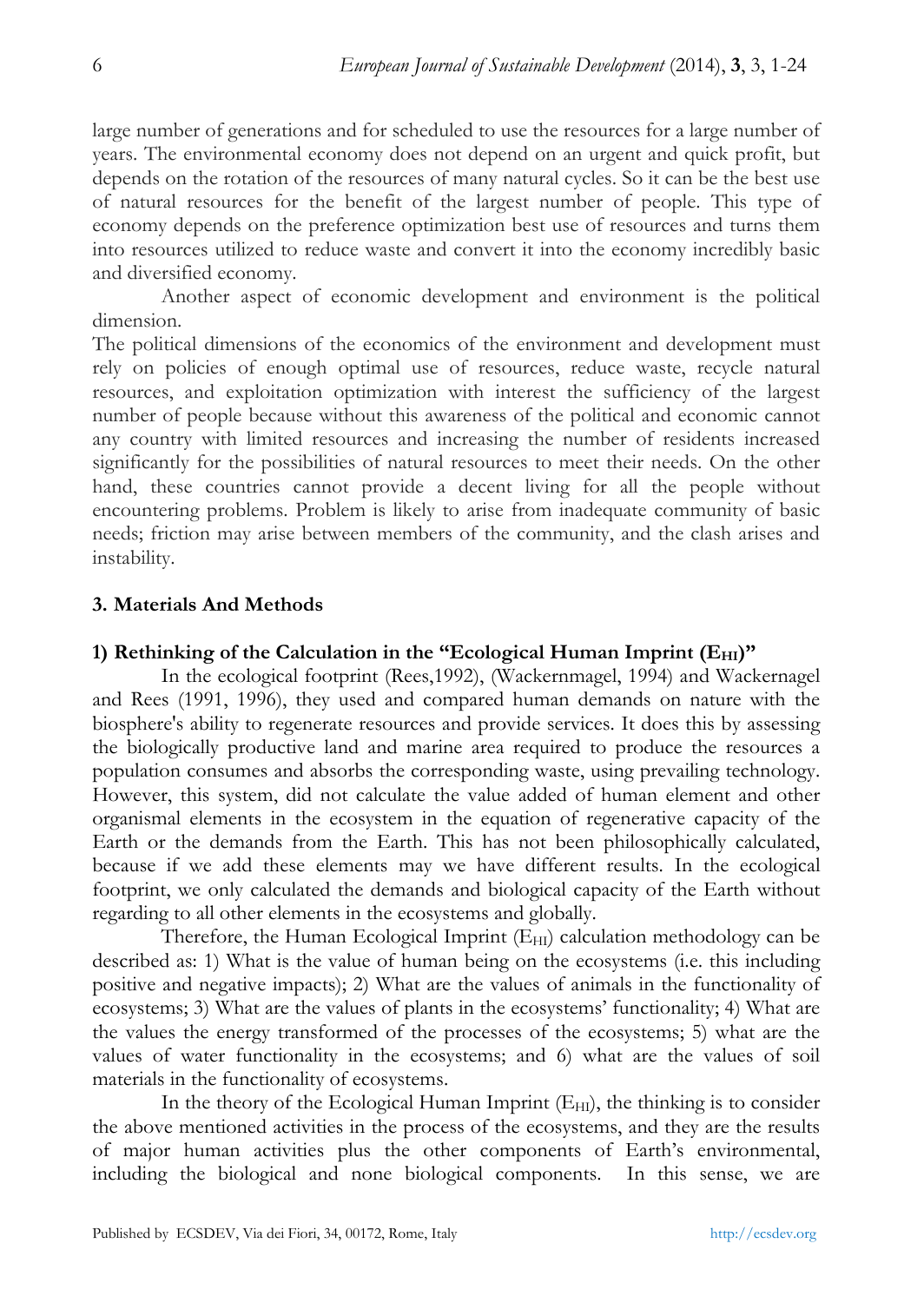large number of generations and for scheduled to use the resources for a large number of years. The environmental economy does not depend on an urgent and quick profit, but depends on the rotation of the resources of many natural cycles. So it can be the best use of natural resources for the benefit of the largest number of people. This type of economy depends on the preference optimization best use of resources and turns them into resources utilized to reduce waste and convert it into the economy incredibly basic and diversified economy.

Another aspect of economic development and environment is the political dimension.

The political dimensions of the economics of the environment and development must rely on policies of enough optimal use of resources, reduce waste, recycle natural resources, and exploitation optimization with interest the sufficiency of the largest number of people because without this awareness of the political and economic cannot any country with limited resources and increasing the number of residents increased significantly for the possibilities of natural resources to meet their needs. On the other hand, these countries cannot provide a decent living for all the people without encountering problems. Problem is likely to arise from inadequate community of basic needs; friction may arise between members of the community, and the clash arises and instability.

## 3. Materials And Methods

### 1) Rethinking of the Calculation in the "Ecological Human Imprint ($E_{HI}$)"

In the ecological footprint (Rees,1992), (Wackernmagel, 1994) and Wackernagel and Rees (1991, 1996), they used and compared human demands on nature with the biosphere's ability to regenerate resources and provide services. It does this by assessing the biologically productive land and marine area required to produce the resources a population consumes and absorbs the corresponding waste, using prevailing technology. However, this system, did not calculate the value added of human element and other organismal elements in the ecosystem in the equation of regenerative capacity of the Earth or the demands from the Earth. This has not been philosophically calculated, because if we add these elements may we have different results. In the ecological footprint, we only calculated the demands and biological capacity of the Earth without regarding to all other elements in the ecosystems and globally.

Therefore, the Human Ecological Imprint ($E_{HI}$) calculation methodology can be described as: 1) What is the value of human being on the ecosystems (i.e. this including positive and negative impacts); 2) What are the values of animals in the functionality of ecosystems; 3) What are the values of plants in the ecosystems' functionality; 4) What are the values the energy transformed of the processes of the ecosystems; 5) what are the values of water functionality in the ecosystems; and 6) what are the values of soil materials in the functionality of ecosystems.

In the theory of the Ecological Human Imprint ($E_{HI}$), the thinking is to consider the above mentioned activities in the process of the ecosystems, and they are the results of major human activities plus the other components of Earth's environmental, including the biological and none biological components. In this sense, we are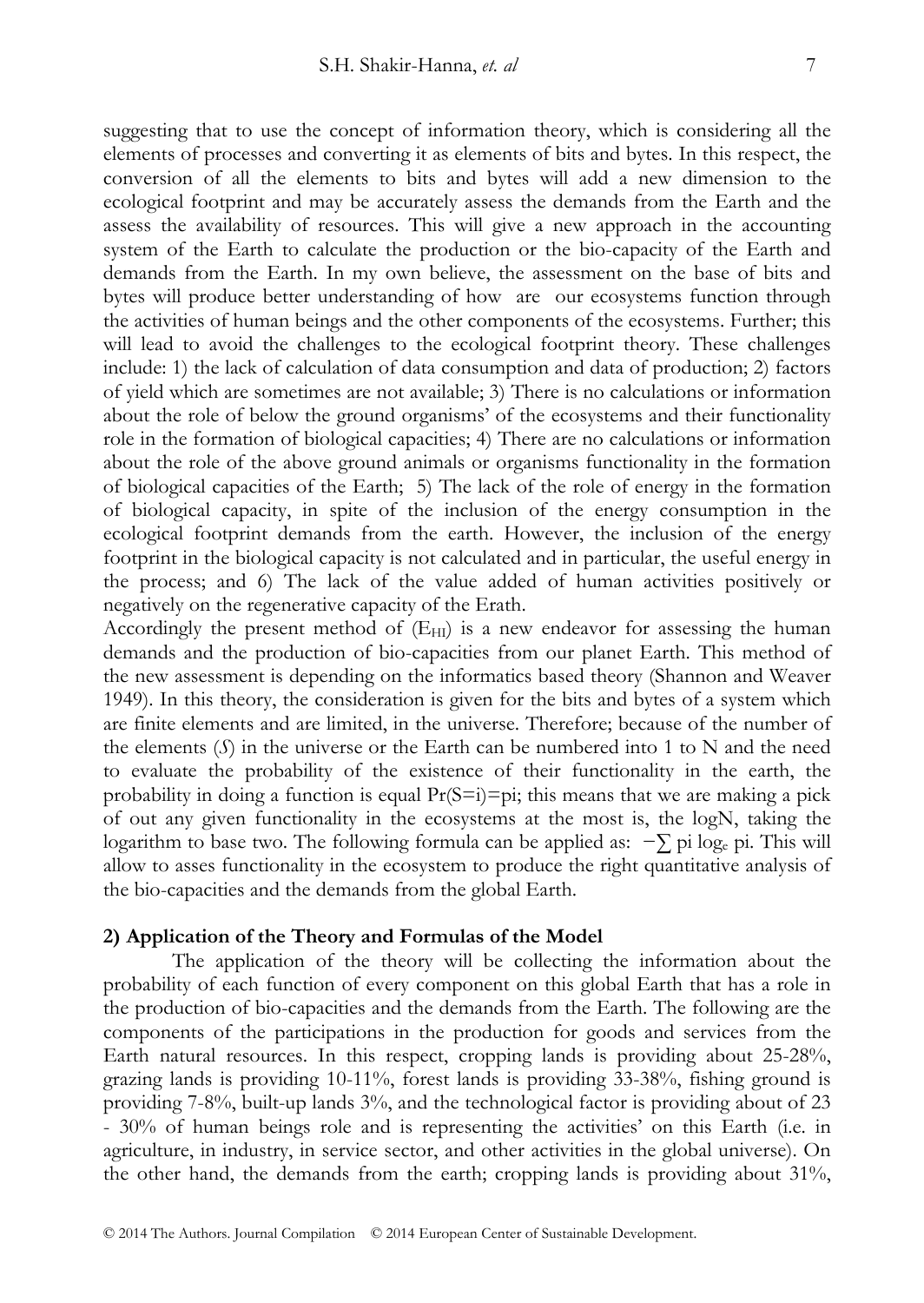suggesting that to use the concept of information theory, which is considering all the elements of processes and converting it as elements of bits and bytes. In this respect, the conversion of all the elements to bits and bytes will add a new dimension to the ecological footprint and may be accurately assess the demands from the Earth and the assess the availability of resources. This will give a new approach in the accounting system of the Earth to calculate the production or the bio-capacity of the Earth and demands from the Earth. In my own believe, the assessment on the base of bits and bytes will produce better understanding of how are our ecosystems function through the activities of human beings and the other components of the ecosystems. Further; this will lead to avoid the challenges to the ecological footprint theory. These challenges include: 1) the lack of calculation of data consumption and data of production; 2) factors of yield which are sometimes are not available; 3) There is no calculations or information about the role of below the ground organisms' of the ecosystems and their functionality role in the formation of biological capacities; 4) There are no calculations or information about the role of the above ground animals or organisms functionality in the formation of biological capacities of the Earth; 5) The lack of the role of energy in the formation of biological capacity, in spite of the inclusion of the energy consumption in the ecological footprint demands from the earth. However, the inclusion of the energy footprint in the biological capacity is not calculated and in particular, the useful energy in the process; and 6) The lack of the value added of human activities positively or negatively on the regenerative capacity of the Erath.

Accordingly the present method of ($E_{HI}$) is a new endeavor for assessing the human demands and the production of bio-capacities from our planet Earth. This method of the new assessment is depending on the informatics based theory (Shannon and Weaver 1949). In this theory, the consideration is given for the bits and bytes of a system which are finite elements and are limited, in the universe. Therefore; because of the number of the elements ($S$) in the universe or the Earth can be numbered into 1 to N and the need to evaluate the probability of the existence of their functionality in the earth, the probability in doing a function is equal $Pr(S=i)=pi$; this means that we are making a pick of out any given functionality in the ecosystems at the most is, the logN, taking the logarithm to base two. The following formula can be applied as: $-\sum pi \log_e pi$. This will allow to asses functionality in the ecosystem to produce the right quantitative analysis of the bio-capacities and the demands from the global Earth.

**2) Application of the Theory and Formulas of the Model**

The application of the theory will be collecting the information about the probability of each function of every component on this global Earth that has a role in the production of bio-capacities and the demands from the Earth. The following are the components of the participations in the production for goods and services from the Earth natural resources. In this respect, cropping lands is providing about 25-28%, grazing lands is providing 10-11%, forest lands is providing 33-38%, fishing ground is providing 7-8%, built-up lands 3%, and the technological factor is providing about of 23 - 30% of human beings role and is representing the activities' on this Earth (i.e. in agriculture, in industry, in service sector, and other activities in the global universe). On the other hand, the demands from the earth; cropping lands is providing about 31%,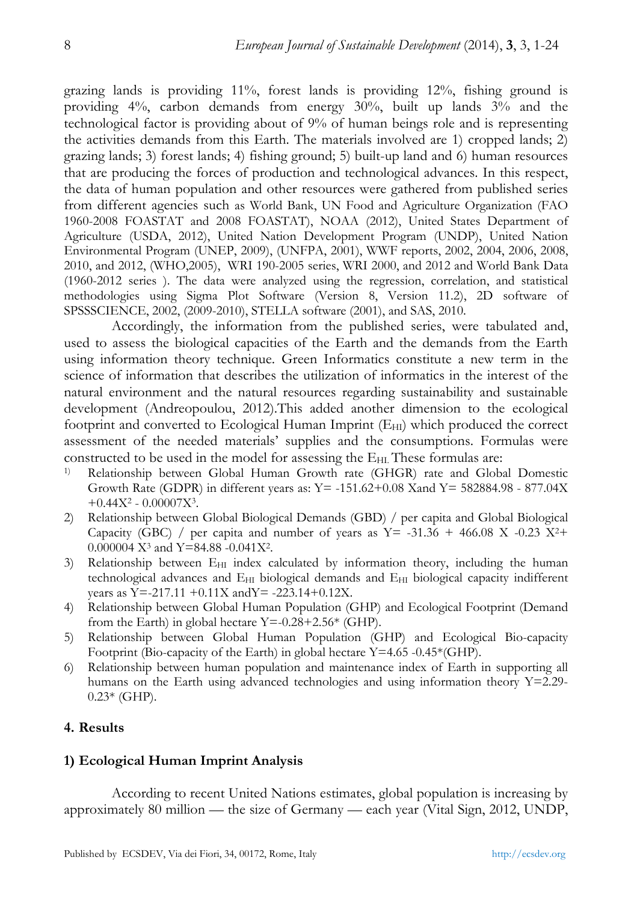grazing lands is providing 11%, forest lands is providing 12%, fishing ground is providing 4%, carbon demands from energy 30%, built up lands 3% and the technological factor is providing about of 9% of human beings role and is representing the activities demands from this Earth. The materials involved are 1) cropped lands; 2) grazing lands; 3) forest lands; 4) fishing ground; 5) built-up land and 6) human resources that are producing the forces of production and technological advances. In this respect, the data of human population and other resources were gathered from published series from different agencies such as World Bank, UN Food and Agriculture Organization (FAO 1960-2008 FOASTAT and 2008 FOASTAT), NOAA (2012), United States Department of Agriculture (USDA, 2012), United Nation Development Program (UNDP), United Nation Environmental Program (UNEP, 2009), (UNFPA, 2001), WWF reports, 2002, 2004, 2006, 2008, 2010, and 2012, (WHO,2005), WRI 190-2005 series, WRI 2000, and 2012 and World Bank Data (1960-2012 series ). The data were analyzed using the regression, correlation, and statistical methodologies using Sigma Plot Software (Version 8, Version 11.2), 2D software of SPSSSCIENCE, 2002, (2009-2010), STELLA software (2001), and SAS, 2010.

Accordingly, the information from the published series, were tabulated and, used to assess the biological capacities of the Earth and the demands from the Earth using information theory technique. Green Informatics constitute a new term in the science of information that describes the utilization of informatics in the interest of the natural environment and the natural resources regarding sustainability and sustainable development (Andreopoulou, 2012).This added another dimension to the ecological footprint and converted to Ecological Human Imprint ($E_{HI}$) which produced the correct assessment of the needed materials' supplies and the consumptions. Formulas were constructed to be used in the model for assessing the $E_{HI.}$ These formulas are:

1) Relationship between Global Human Growth rate (GHGR) rate and Global Domestic Growth Rate (GDPR) in different years as: $Y= -151.62+0.08\,X$ and $Y= 582884.98 - 877.04X +0.44X^2 - 0.00007X^3$.
2) Relationship between Global Biological Demands (GBD) / per capita and Global Biological Capacity (GBC) / per capita and number of years as $Y= -31.36 + 466.08\,X -0.23\,X^2+ 0.000004\,X^3$ and $Y=84.88 -0.041X^2$.
3) Relationship between $E_{HI}$ index calculated by information theory, including the human technological advances and $E_{HI}$ biological demands and $E_{HI}$ biological capacity indifferent years as $Y=-217.11 +0.11X$ and $Y= -223.14+0.12X$.
4) Relationship between Global Human Population (GHP) and Ecological Footprint (Demand from the Earth) in global hectare $Y=-0.28+2.56*$ (GHP).
5) Relationship between Global Human Population (GHP) and Ecological Bio-capacity Footprint (Bio-capacity of the Earth) in global hectare $Y=4.65 -0.45*$(GHP).
6) Relationship between human population and maintenance index of Earth in supporting all humans on the Earth using advanced technologies and using information theory $Y=2.29-0.23*$ (GHP).

## 4. Results

### 1) Ecological Human Imprint Analysis

According to recent United Nations estimates, global population is increasing by approximately 80 million — the size of Germany — each year (Vital Sign, 2012, UNDP,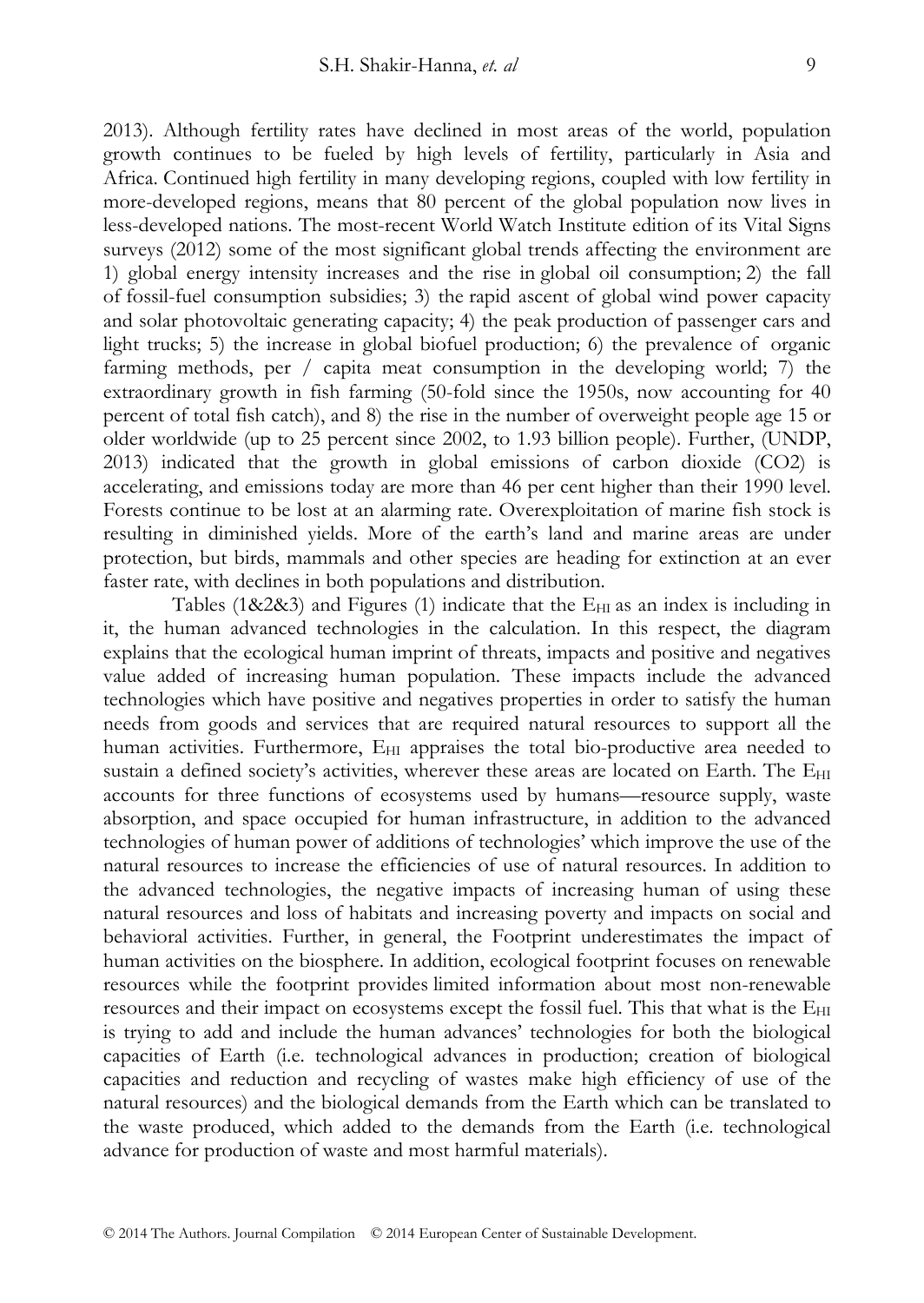2013). Although fertility rates have declined in most areas of the world, population growth continues to be fueled by high levels of fertility, particularly in Asia and Africa. Continued high fertility in many developing regions, coupled with low fertility in more-developed regions, means that 80 percent of the global population now lives in less-developed nations. The most-recent World Watch Institute edition of its Vital Signs surveys (2012) some of the most significant global trends affecting the environment are 1) global energy intensity increases and the rise in global oil consumption; 2) the fall of fossil-fuel consumption subsidies; 3) the rapid ascent of global wind power capacity and solar photovoltaic generating capacity; 4) the peak production of passenger cars and light trucks; 5) the increase in global biofuel production; 6) the prevalence of organic farming methods, per / capita meat consumption in the developing world; 7) the extraordinary growth in fish farming (50-fold since the 1950s, now accounting for 40 percent of total fish catch), and 8) the rise in the number of overweight people age 15 or older worldwide (up to 25 percent since 2002, to 1.93 billion people). Further, (UNDP, 2013) indicated that the growth in global emissions of carbon dioxide ($CO_2$) is accelerating, and emissions today are more than 46 per cent higher than their 1990 level. Forests continue to be lost at an alarming rate. Overexploitation of marine fish stock is resulting in diminished yields. More of the earth's land and marine areas are under protection, but birds, mammals and other species are heading for extinction at an ever faster rate, with declines in both populations and distribution.

Tables (1&2&3) and Figures (1) indicate that the $E_{HI}$ as an index is including in it, the human advanced technologies in the calculation. In this respect, the diagram explains that the ecological human imprint of threats, impacts and positive and negatives value added of increasing human population. These impacts include the advanced technologies which have positive and negatives properties in order to satisfy the human needs from goods and services that are required natural resources to support all the human activities. Furthermore, $E_{HI}$ appraises the total bio-productive area needed to sustain a defined society's activities, wherever these areas are located on Earth. The $E_{HI}$ accounts for three functions of ecosystems used by humans—resource supply, waste absorption, and space occupied for human infrastructure, in addition to the advanced technologies of human power of additions of technologies' which improve the use of the natural resources to increase the efficiencies of use of natural resources. In addition to the advanced technologies, the negative impacts of increasing human of using these natural resources and loss of habitats and increasing poverty and impacts on social and behavioral activities. Further, in general, the Footprint underestimates the impact of human activities on the biosphere. In addition, ecological footprint focuses on renewable resources while the footprint provides limited information about most non-renewable resources and their impact on ecosystems except the fossil fuel. This that what is the $E_{HI}$ is trying to add and include the human advances' technologies for both the biological capacities of Earth (i.e. technological advances in production; creation of biological capacities and reduction and recycling of wastes make high efficiency of use of the natural resources) and the biological demands from the Earth which can be translated to the waste produced, which added to the demands from the Earth (i.e. technological advance for production of waste and most harmful materials).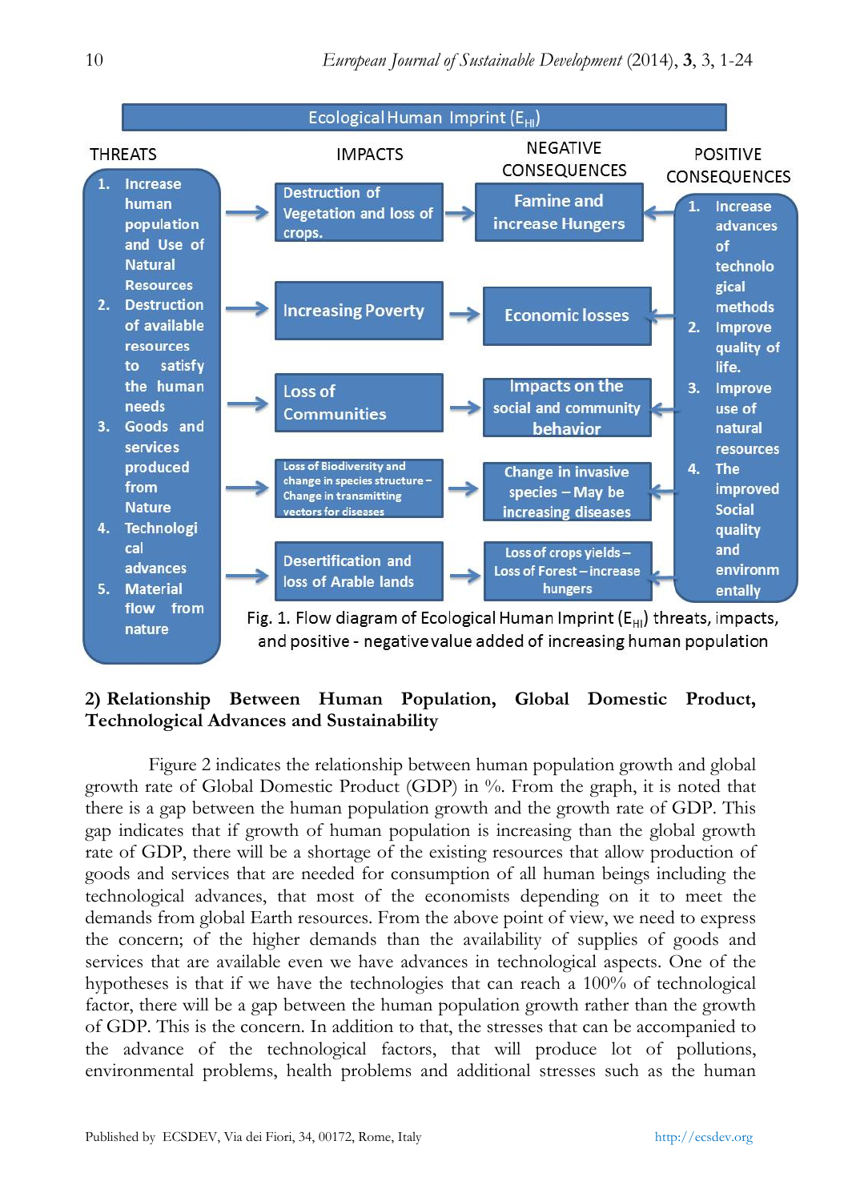Ecological Human Imprint ($E_{HI}$)

THREATS

1. Increase human population and Use of Natural Resources
2. Destruction of available resources to satisfy the human needs
3. Goods and services produced from Nature
4. Technological advances
5. Material flow from nature

IMPACTS

- Destruction of Vegetation and loss of crops.
- Increasing Poverty
- Loss of Communities
- Loss of Biodiversity and change in species structure – Change in transmitting vectors for diseases
- Desertification and loss of Arable lands

NEGATIVE CONSEQUENCES

- Famine and increase Hungers
- Economic losses
- Impacts on the social and community behavior
- Change in invasive species – May be increasing diseases
- Loss of crops yields – Loss of Forest – increase hungers

POSITIVE CONSEQUENCES

1. Increase advances of technological methods
2. Improve quality of life.
3. Improve use of natural resources
4. The improved Social quality and environmentally

Fig. 1. Flow diagram of Ecological Human Imprint ($E_{HI}$) threats, impacts, and positive - negative value added of increasing human population

**2) Relationship Between Human Population, Global Domestic Product, Technological Advances and Sustainability**

Figure 2 indicates the relationship between human population growth and global growth rate of Global Domestic Product (GDP) in %. From the graph, it is noted that there is a gap between the human population growth and the growth rate of GDP. This gap indicates that if growth of human population is increasing than the global growth rate of GDP, there will be a shortage of the existing resources that allow production of goods and services that are needed for consumption of all human beings including the technological advances, that most of the economists depending on it to meet the demands from global Earth resources. From the above point of view, we need to express the concern; of the higher demands than the availability of supplies of goods and services that are available even we have advances in technological aspects. One of the hypotheses is that if we have the technologies that can reach a 100% of technological factor, there will be a gap between the human population growth rather than the growth of GDP. This is the concern. In addition to that, the stresses that can be accompanied to the advance of the technological factors, that will produce lot of pollutions, environmental problems, health problems and additional stresses such as the human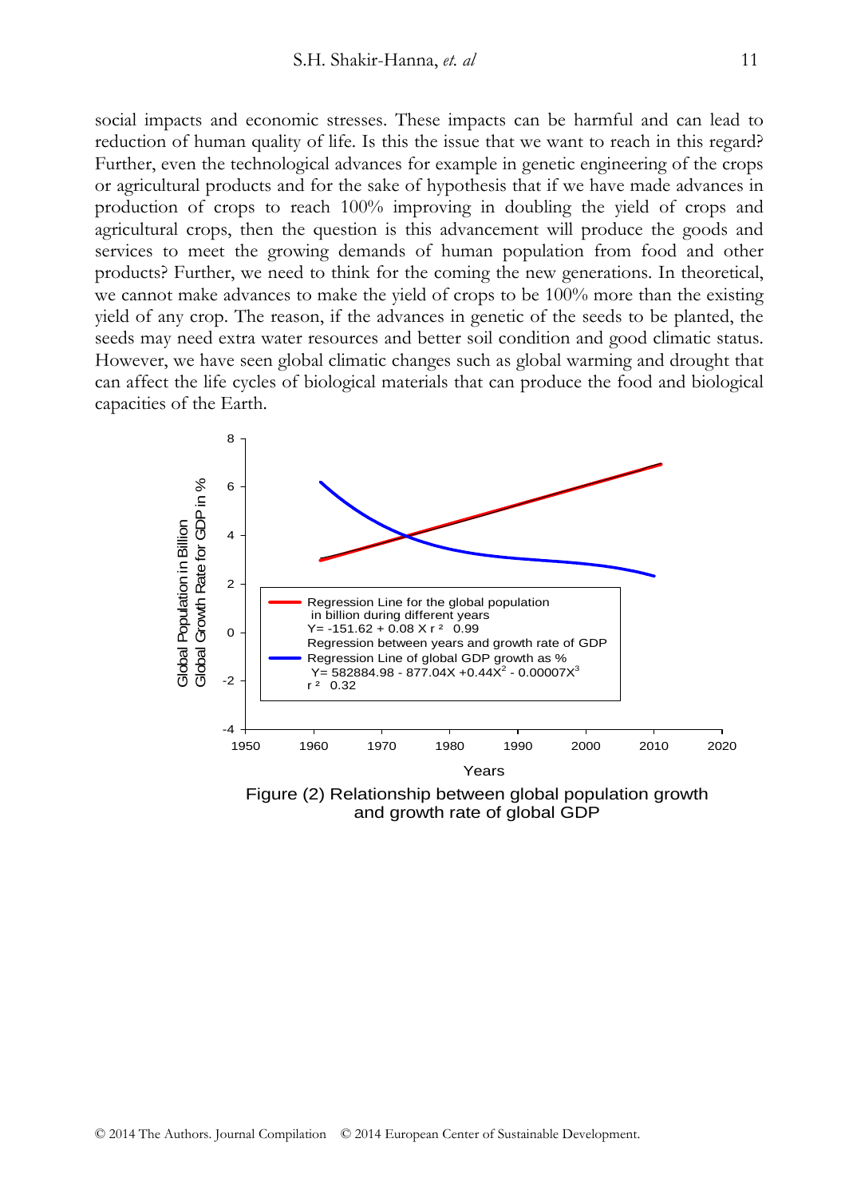social impacts and economic stresses. These impacts can be harmful and can lead to reduction of human quality of life. Is this the issue that we want to reach in this regard? Further, even the technological advances for example in genetic engineering of the crops or agricultural products and for the sake of hypothesis that if we have made advances in production of crops to reach 100% improving in doubling the yield of crops and agricultural crops, then the question is this advancement will produce the goods and services to meet the growing demands of human population from food and other products? Further, we need to think for the coming the new generations. In theoretical, we cannot make advances to make the yield of crops to be 100% more than the existing yield of any crop. The reason, if the advances in genetic of the seeds to be planted, the seeds may need extra water resources and better soil condition and good climatic status. However, we have seen global climatic changes such as global warming and drought that can affect the life cycles of biological materials that can produce the food and biological capacities of the Earth.

Figure (2) Relationship between global population growth and growth rate of global GDP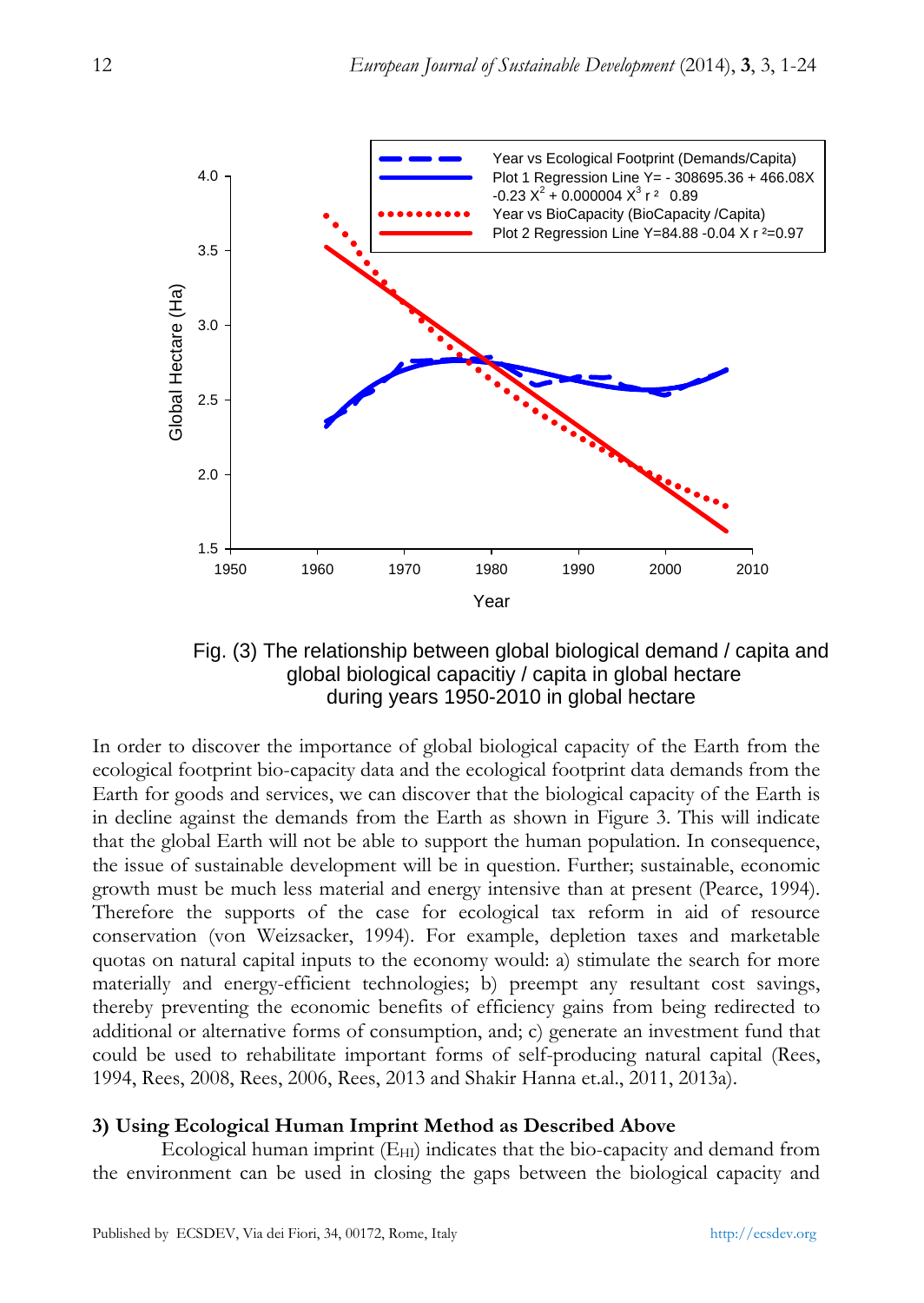Fig. (3) The relationship between global biological demand / capita and global biological capacitiy / capita in global hectare during years 1950-2010 in global hectare

In order to discover the importance of global biological capacity of the Earth from the ecological footprint bio-capacity data and the ecological footprint data demands from the Earth for goods and services, we can discover that the biological capacity of the Earth is in decline against the demands from the Earth as shown in Figure 3. This will indicate that the global Earth will not be able to support the human population. In consequence, the issue of sustainable development will be in question. Further; sustainable, economic growth must be much less material and energy intensive than at present (Pearce, 1994). Therefore the supports of the case for ecological tax reform in aid of resource conservation (von Weizsacker, 1994). For example, depletion taxes and marketable quotas on natural capital inputs to the economy would: a) stimulate the search for more materially and energy-efficient technologies; b) preempt any resultant cost savings, thereby preventing the economic benefits of efficiency gains from being redirected to additional or alternative forms of consumption, and; c) generate an investment fund that could be used to rehabilitate important forms of self-producing natural capital (Rees, 1994, Rees, 2008, Rees, 2006, Rees, 2013 and Shakir Hanna et.al., 2011, 2013a).

**3) Using Ecological Human Imprint Method as Described Above**

Ecological human imprint ($E_{HI}$) indicates that the bio-capacity and demand from the environment can be used in closing the gaps between the biological capacity and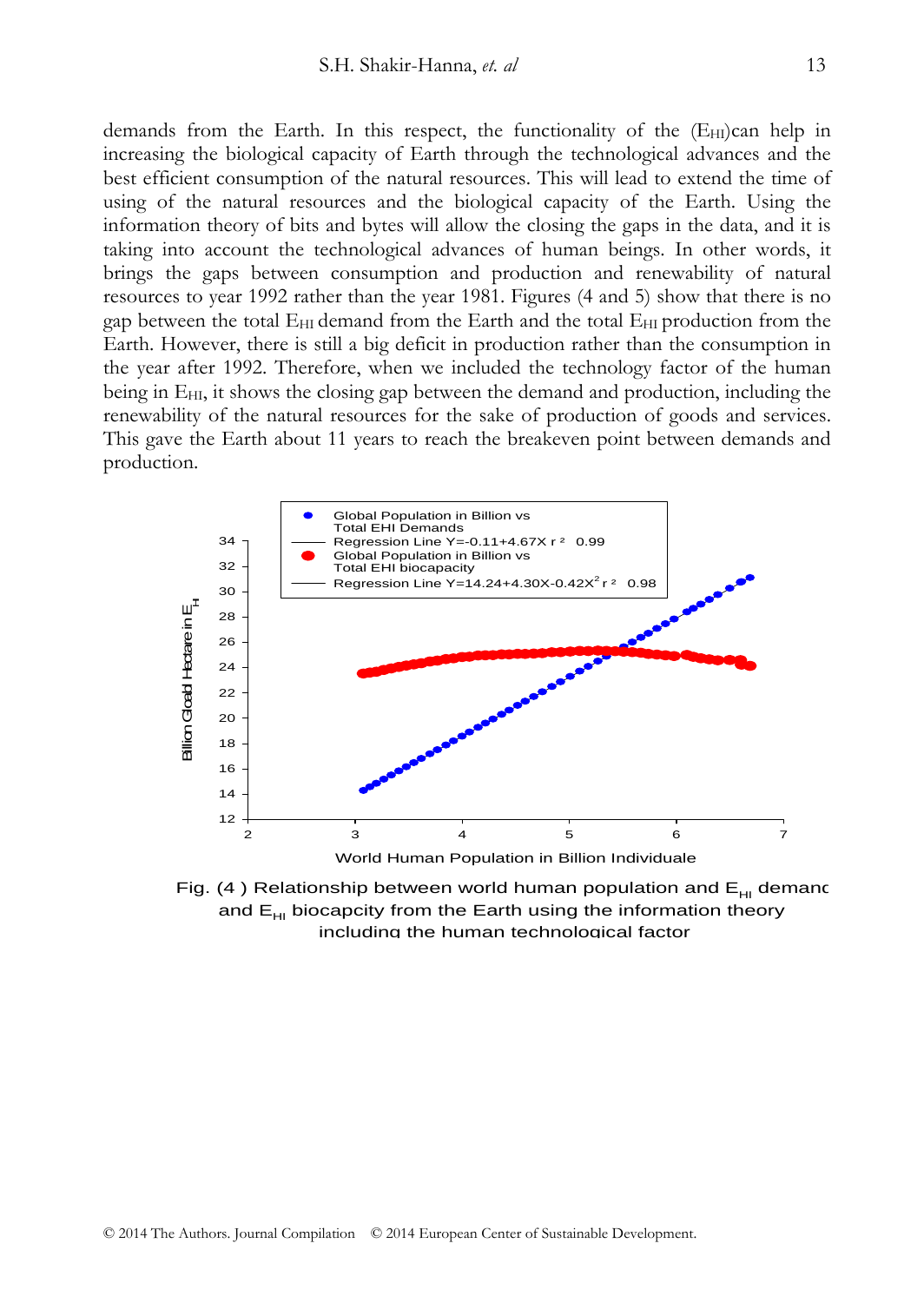demands from the Earth. In this respect, the functionality of the ($E_{HI}$)can help in increasing the biological capacity of Earth through the technological advances and the best efficient consumption of the natural resources. This will lead to extend the time of using of the natural resources and the biological capacity of the Earth. Using the information theory of bits and bytes will allow the closing the gaps in the data, and it is taking into account the technological advances of human beings. In other words, it brings the gaps between consumption and production and renewability of natural resources to year 1992 rather than the year 1981. Figures (4 and 5) show that there is no gap between the total $E_{HI}$ demand from the Earth and the total $E_{HI}$ production from the Earth. However, there is still a big deficit in production rather than the consumption in the year after 1992. Therefore, when we included the technology factor of the human being in $E_{HI}$, it shows the closing gap between the demand and production, including the renewability of the natural resources for the sake of production of goods and services. This gave the Earth about 11 years to reach the breakeven point between demands and production.

Global Population in Billion vs Total EHI Demands
Regression Line $Y=-0.11+4.67X$ $r^2$ 0.99
Global Population in Billion vs Total EHI biocapacity
Regression Line $Y=14.24+4.30X-0.42X^2$ $r^2$ 0.98

Billion Global Hectare in $E_{HI}$

World Human Population in Billion Individuale

Fig. (4 ) Relationship between world human population and $E_{HI}$ demand and $E_{HI}$ biocapcity from the Earth using the information theory including the human technological factor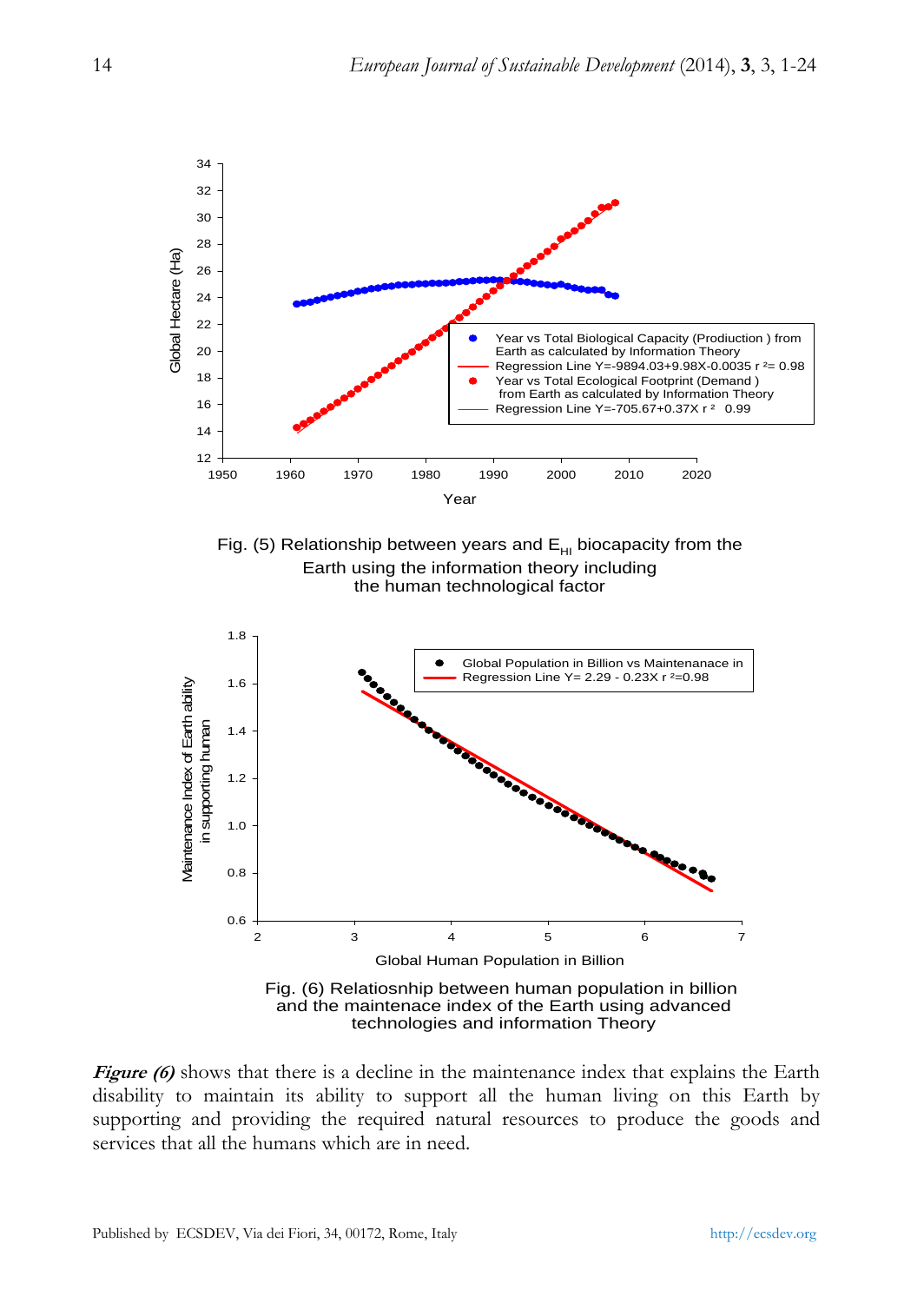Fig. (5) Relationship between years and $E_{HI}$ biocapacity from the Earth using the information theory including the human technological factor

Fig. (6) Relatiosnhip between human population in billion and the maintenace index of the Earth using advanced technologies and information Theory

***Figure (6)*** shows that there is a decline in the maintenance index that explains the Earth disability to maintain its ability to support all the human living on this Earth by supporting and providing the required natural resources to produce the goods and services that all the humans which are in need.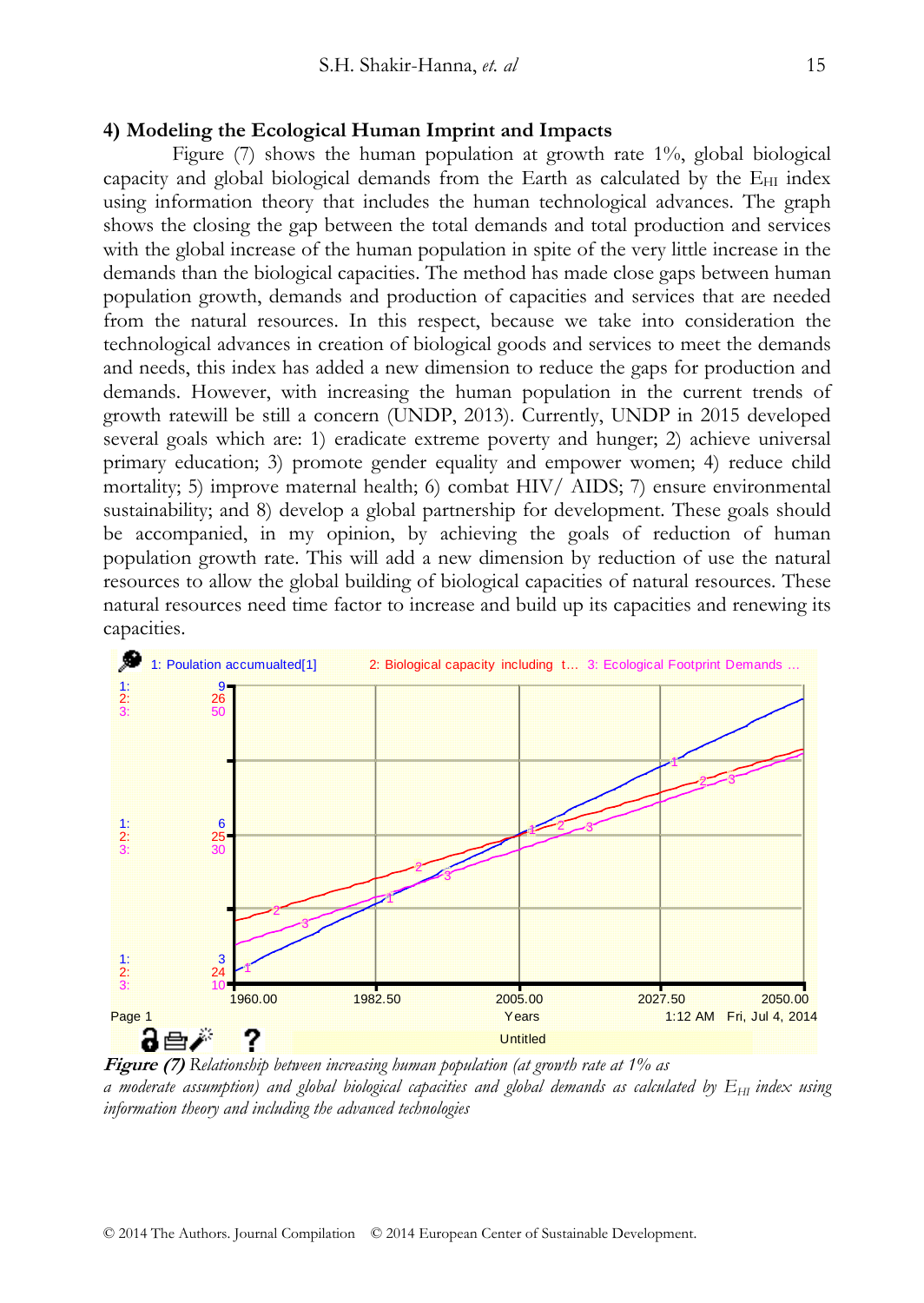### 4) Modeling the Ecological Human Imprint and Impacts

Figure (7) shows the human population at growth rate 1%, global biological capacity and global biological demands from the Earth as calculated by the $E_{HI}$ index using information theory that includes the human technological advances. The graph shows the closing the gap between the total demands and total production and services with the global increase of the human population in spite of the very little increase in the demands than the biological capacities. The method has made close gaps between human population growth, demands and production of capacities and services that are needed from the natural resources. In this respect, because we take into consideration the technological advances in creation of biological goods and services to meet the demands and needs, this index has added a new dimension to reduce the gaps for production and demands. However, with increasing the human population in the current trends of growth ratewill be still a concern (UNDP, 2013). Currently, UNDP in 2015 developed several goals which are: 1) eradicate extreme poverty and hunger; 2) achieve universal primary education; 3) promote gender equality and empower women; 4) reduce child mortality; 5) improve maternal health; 6) combat HIV/ AIDS; 7) ensure environmental sustainability; and 8) develop a global partnership for development. These goals should be accompanied, in my opinion, by achieving the goals of reduction of human population growth rate. This will add a new dimension by reduction of use the natural resources to allow the global building of biological capacities of natural resources. These natural resources need time factor to increase and build up its capacities and renewing its capacities.

***Figure (7)*** *Relationship between increasing human population (at growth rate at 1% as a moderate assumption) and global biological capacities and global demands as calculated by $E_{HI}$ index using information theory and including the advanced technologies*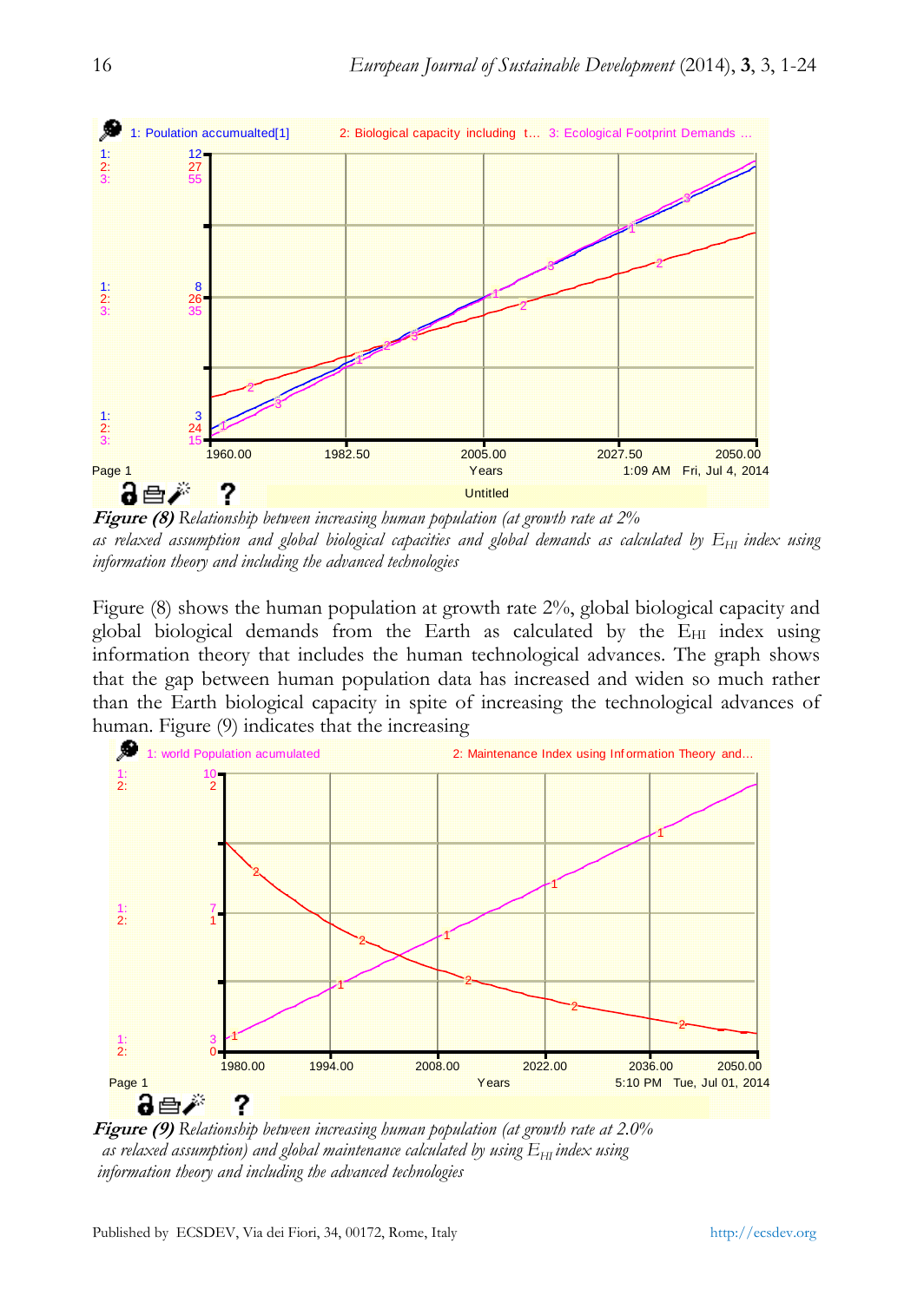***Figure (8)*** *Relationship between increasing human population (at growth rate at 2% as relaxed assumption and global biological capacities and global demands as calculated by $E_{HI}$ index using information theory and including the advanced technologies*

Figure (8) shows the human population at growth rate 2%, global biological capacity and global biological demands from the Earth as calculated by the $E_{HI}$ index using information theory that includes the human technological advances. The graph shows that the gap between human population data has increased and widen so much rather than the Earth biological capacity in spite of increasing the technological advances of human. Figure (9) indicates that the increasing

***Figure (9)*** *Relationship between increasing human population (at growth rate at 2.0% as relaxed assumption) and global maintenance calculated by using $E_{HI}$ index using information theory and including the advanced technologies*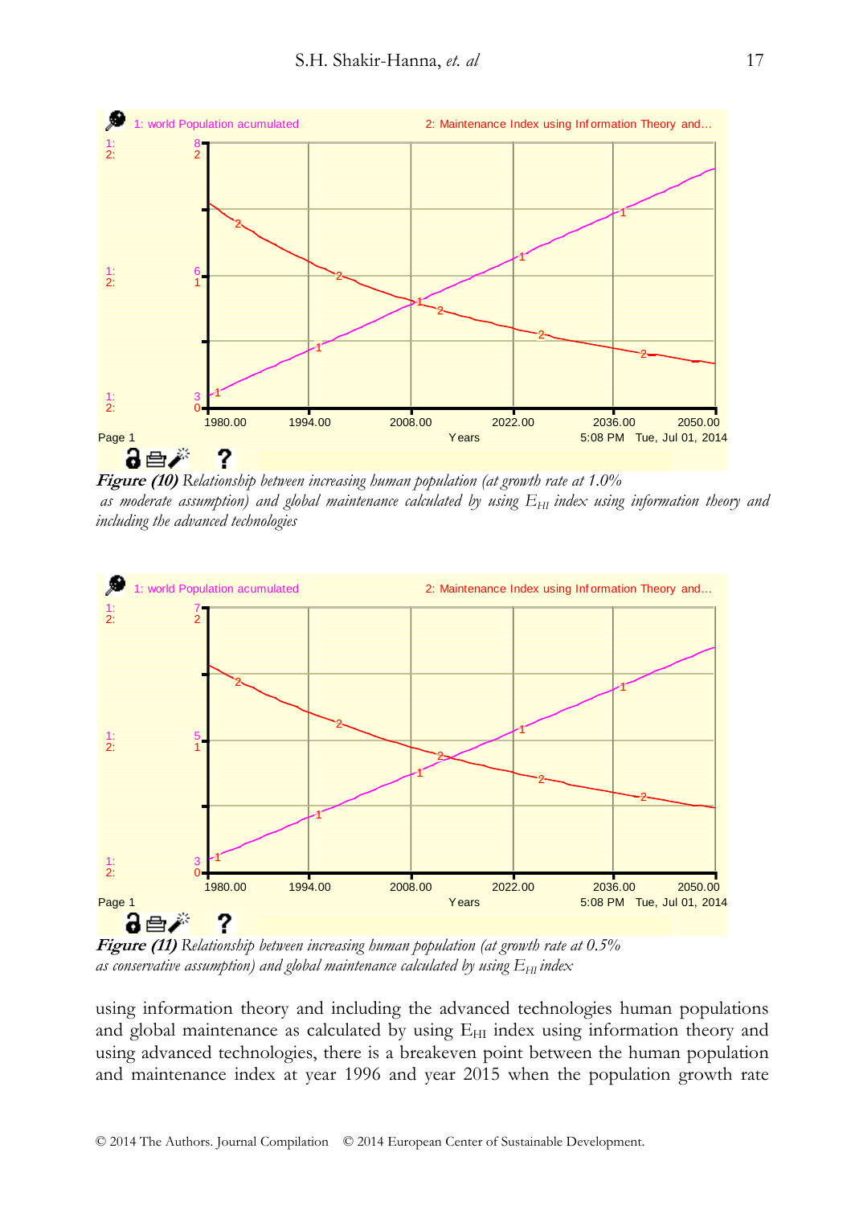***Figure (10)*** *Relationship between increasing human population (at growth rate at 1.0% as moderate assumption) and global maintenance calculated by using $E_{HI}$ index using information theory and including the advanced technologies*

***Figure (11)*** *Relationship between increasing human population (at growth rate at 0.5% as conservative assumption) and global maintenance calculated by using $E_{HI}$ index*

using information theory and including the advanced technologies human populations and global maintenance as calculated by using $E_{HI}$ index using information theory and using advanced technologies, there is a breakeven point between the human population and maintenance index at year 1996 and year 2015 when the population growth rate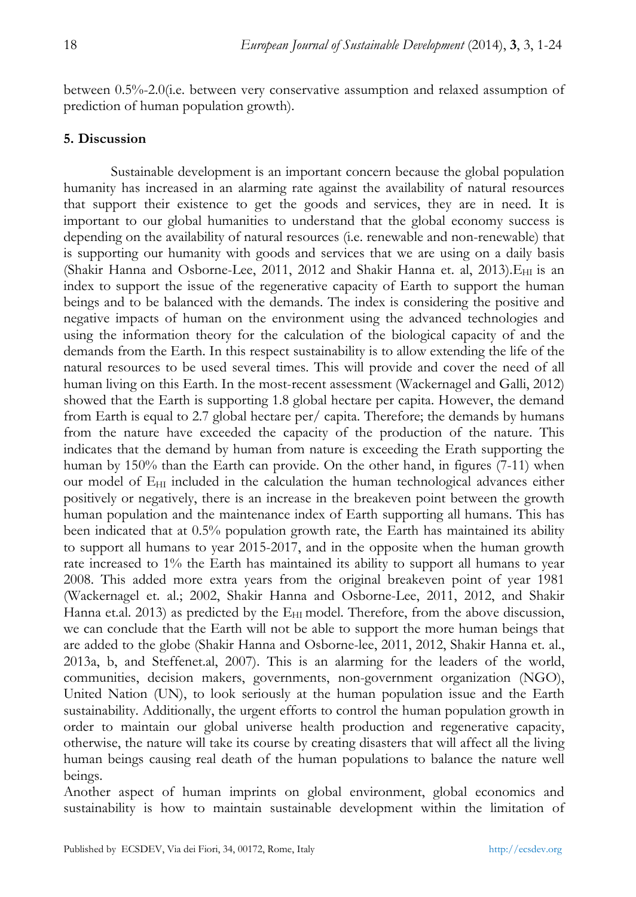between 0.5%-2.0(i.e. between very conservative assumption and relaxed assumption of prediction of human population growth).

## 5. Discussion

Sustainable development is an important concern because the global population humanity has increased in an alarming rate against the availability of natural resources that support their existence to get the goods and services, they are in need. It is important to our global humanities to understand that the global economy success is depending on the availability of natural resources (i.e. renewable and non-renewable) that is supporting our humanity with goods and services that we are using on a daily basis (Shakir Hanna and Osborne-Lee, 2011, 2012 and Shakir Hanna et. al, 2013).$E_{HI}$ is an index to support the issue of the regenerative capacity of Earth to support the human beings and to be balanced with the demands. The index is considering the positive and negative impacts of human on the environment using the advanced technologies and using the information theory for the calculation of the biological capacity of and the demands from the Earth. In this respect sustainability is to allow extending the life of the natural resources to be used several times. This will provide and cover the need of all human living on this Earth. In the most-recent assessment (Wackernagel and Galli, 2012) showed that the Earth is supporting 1.8 global hectare per capita. However, the demand from Earth is equal to 2.7 global hectare per/ capita. Therefore; the demands by humans from the nature have exceeded the capacity of the production of the nature. This indicates that the demand by human from nature is exceeding the Erath supporting the human by 150% than the Earth can provide. On the other hand, in figures (7-11) when our model of $E_{HI}$ included in the calculation the human technological advances either positively or negatively, there is an increase in the breakeven point between the growth human population and the maintenance index of Earth supporting all humans. This has been indicated that at 0.5% population growth rate, the Earth has maintained its ability to support all humans to year 2015-2017, and in the opposite when the human growth rate increased to 1% the Earth has maintained its ability to support all humans to year 2008. This added more extra years from the original breakeven point of year 1981 (Wackernagel et. al.; 2002, Shakir Hanna and Osborne-Lee, 2011, 2012, and Shakir Hanna et.al. 2013) as predicted by the $E_{HI}$ model. Therefore, from the above discussion, we can conclude that the Earth will not be able to support the more human beings that are added to the globe (Shakir Hanna and Osborne-lee, 2011, 2012, Shakir Hanna et. al., 2013a, b, and Steffenet.al, 2007). This is an alarming for the leaders of the world, communities, decision makers, governments, non-government organization (NGO), United Nation (UN), to look seriously at the human population issue and the Earth sustainability. Additionally, the urgent efforts to control the human population growth in order to maintain our global universe health production and regenerative capacity, otherwise, the nature will take its course by creating disasters that will affect all the living human beings causing real death of the human populations to balance the nature well beings.

Another aspect of human imprints on global environment, global economics and sustainability is how to maintain sustainable development within the limitation of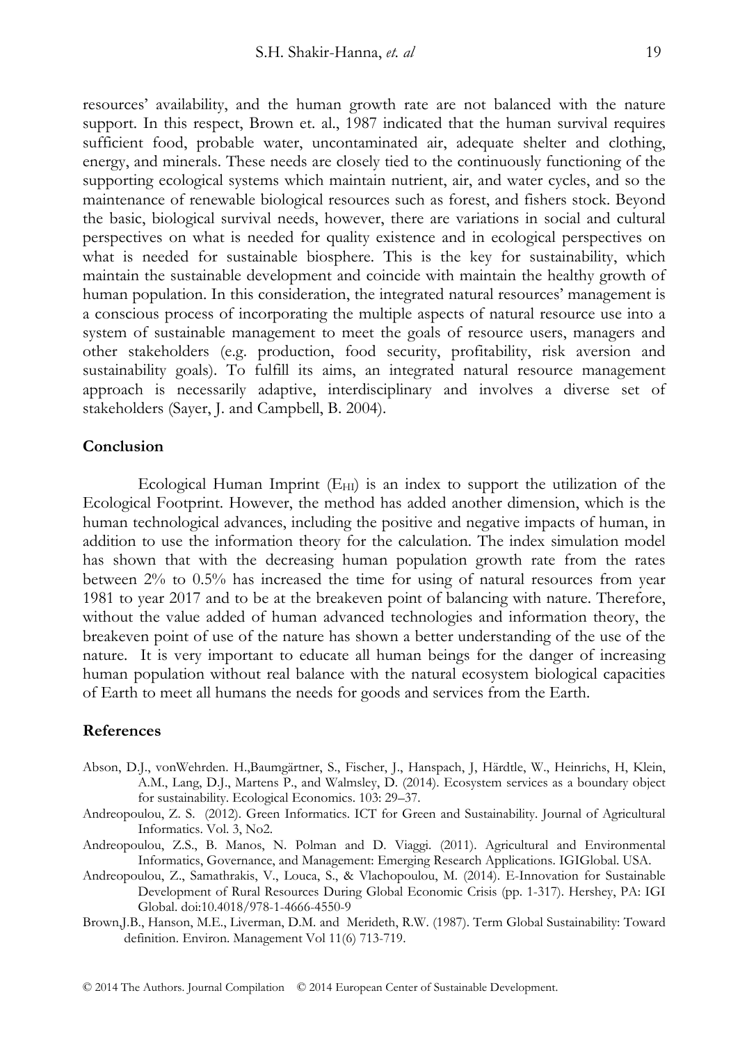resources' availability, and the human growth rate are not balanced with the nature support. In this respect, Brown et. al., 1987 indicated that the human survival requires sufficient food, probable water, uncontaminated air, adequate shelter and clothing, energy, and minerals. These needs are closely tied to the continuously functioning of the supporting ecological systems which maintain nutrient, air, and water cycles, and so the maintenance of renewable biological resources such as forest, and fishers stock. Beyond the basic, biological survival needs, however, there are variations in social and cultural perspectives on what is needed for quality existence and in ecological perspectives on what is needed for sustainable biosphere. This is the key for sustainability, which maintain the sustainable development and coincide with maintain the healthy growth of human population. In this consideration, the integrated natural resources' management is a conscious process of incorporating the multiple aspects of natural resource use into a system of sustainable management to meet the goals of resource users, managers and other stakeholders (e.g. production, food security, profitability, risk aversion and sustainability goals). To fulfill its aims, an integrated natural resource management approach is necessarily adaptive, interdisciplinary and involves a diverse set of stakeholders (Sayer, J. and Campbell, B. 2004).

## Conclusion

Ecological Human Imprint ($E_{HI}$) is an index to support the utilization of the Ecological Footprint. However, the method has added another dimension, which is the human technological advances, including the positive and negative impacts of human, in addition to use the information theory for the calculation. The index simulation model has shown that with the decreasing human population growth rate from the rates between 2% to 0.5% has increased the time for using of natural resources from year 1981 to year 2017 and to be at the breakeven point of balancing with nature. Therefore, without the value added of human advanced technologies and information theory, the breakeven point of use of the nature has shown a better understanding of the use of the nature. It is very important to educate all human beings for the danger of increasing human population without real balance with the natural ecosystem biological capacities of Earth to meet all humans the needs for goods and services from the Earth.

## References

Abson, D.J., vonWehrden. H.,Baumgärtner, S., Fischer, J., Hanspach, J, Härdtle, W., Heinrichs, H, Klein, A.M., Lang, D.J., Martens P., and Walmsley, D. (2014). Ecosystem services as a boundary object for sustainability. Ecological Economics. 103: 29–37.

Andreopoulou, Z. S. (2012). Green Informatics. ICT for Green and Sustainability. Journal of Agricultural Informatics. Vol. 3, No2.

Andreopoulou, Z.S., B. Manos, N. Polman and D. Viaggi. (2011). Agricultural and Environmental Informatics, Governance, and Management: Emerging Research Applications. IGIGlobal. USA.

Andreopoulou, Z., Samathrakis, V., Louca, S., & Vlachopoulou, M. (2014). E-Innovation for Sustainable Development of Rural Resources During Global Economic Crisis (pp. 1-317). Hershey, PA: IGI Global. doi:10.4018/978-1-4666-4550-9

Brown,J.B., Hanson, M.E., Liverman, D.M. and Merideth, R.W. (1987). Term Global Sustainability: Toward definition. Environ. Management Vol 11(6) 713-719.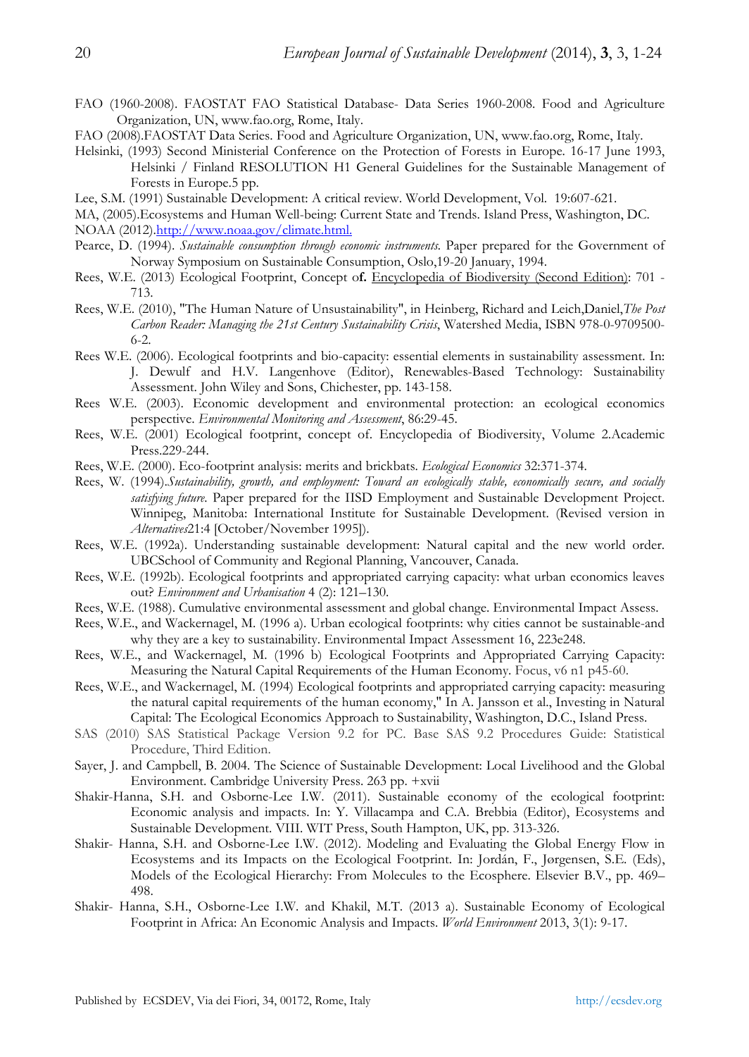FAO (1960-2008). FAOSTAT FAO Statistical Database- Data Series 1960-2008. Food and Agriculture Organization, UN, www.fao.org, Rome, Italy.

FAO (2008).FAOSTAT Data Series. Food and Agriculture Organization, UN, www.fao.org, Rome, Italy.

Helsinki, (1993) Second Ministerial Conference on the Protection of Forests in Europe. 16-17 June 1993, Helsinki / Finland RESOLUTION H1 General Guidelines for the Sustainable Management of Forests in Europe.5 pp.

Lee, S.M. (1991) Sustainable Development: A critical review. World Development, Vol. 19:607-621.

MA, (2005).Ecosystems and Human Well-being: Current State and Trends. Island Press, Washington, DC.

NOAA (2012).[http://www.noaa.gov/climate.html.](http://www.noaa.gov/climate.html)

Pearce, D. (1994). *Sustainable consumption through economic instruments.* Paper prepared for the Government of Norway Symposium on Sustainable Consumption, Oslo,19-20 January, 1994.

Rees, W.E. (2013) Ecological Footprint, Concept o**f.** Encyclopedia of Biodiversity (Second Edition): 701 - 713.

Rees, W.E. (2010), "The Human Nature of Unsustainability", in Heinberg, Richard and Leich,Daniel,*The Post Carbon Reader: Managing the 21st Century Sustainability Crisis*, Watershed Media, ISBN 978-0-9709500-6-2.

Rees W.E. (2006). Ecological footprints and bio-capacity: essential elements in sustainability assessment. In: J. Dewulf and H.V. Langenhove (Editor), Renewables-Based Technology: Sustainability Assessment. John Wiley and Sons, Chichester, pp. 143-158.

Rees W.E. (2003). Economic development and environmental protection: an ecological economics perspective. *Environmental Monitoring and Assessment*, 86:29-45.

Rees, W.E. (2001) Ecological footprint, concept of. Encyclopedia of Biodiversity, Volume 2.Academic Press.229-244.

Rees, W.E. (2000). Eco-footprint analysis: merits and brickbats. *Ecological Economics* 32:371-374.

Rees, W. (1994).*Sustainability, growth, and employment: Toward an ecologically stable, economically secure, and socially satisfying future.* Paper prepared for the IISD Employment and Sustainable Development Project. Winnipeg, Manitoba: International Institute for Sustainable Development. (Revised version in *Alternatives*21:4 [October/November 1995]).

Rees, W.E. (1992a). Understanding sustainable development: Natural capital and the new world order. UBCSchool of Community and Regional Planning, Vancouver, Canada.

Rees, W.E. (1992b). Ecological footprints and appropriated carrying capacity: what urban economics leaves out? *Environment and Urbanisation* 4 (2): 121–130.

Rees, W.E. (1988). Cumulative environmental assessment and global change. Environmental Impact Assess.

Rees, W.E., and Wackernagel, M. (1996 a). Urban ecological footprints: why cities cannot be sustainable-and why they are a key to sustainability. Environmental Impact Assessment 16, 223e248.

Rees, W.E., and Wackernagel, M. (1996 b) Ecological Footprints and Appropriated Carrying Capacity: Measuring the Natural Capital Requirements of the Human Economy. Focus, v6 n1 p45-60.

Rees, W.E., and Wackernagel, M. (1994) Ecological footprints and appropriated carrying capacity: measuring the natural capital requirements of the human economy," In A. Jansson et al., Investing in Natural Capital: The Ecological Economics Approach to Sustainability, Washington, D.C., Island Press.

SAS (2010) SAS Statistical Package Version 9.2 for PC. Base SAS 9.2 Procedures Guide: Statistical Procedure, Third Edition.

Sayer, J. and Campbell, B. 2004. The Science of Sustainable Development: Local Livelihood and the Global Environment. Cambridge University Press. 263 pp. +xvii

Shakir-Hanna, S.H. and Osborne-Lee I.W. (2011). Sustainable economy of the ecological footprint: Economic analysis and impacts. In: Y. Villacampa and C.A. Brebbia (Editor), Ecosystems and Sustainable Development. VIII. WIT Press, South Hampton, UK, pp. 313-326.

Shakir- Hanna, S.H. and Osborne-Lee I.W. (2012). Modeling and Evaluating the Global Energy Flow in Ecosystems and its Impacts on the Ecological Footprint. In: Jordán, F., Jørgensen, S.E. (Eds), Models of the Ecological Hierarchy: From Molecules to the Ecosphere. Elsevier B.V., pp. 469–498.

Shakir- Hanna, S.H., Osborne-Lee I.W. and Khakil, M.T. (2013 a). Sustainable Economy of Ecological Footprint in Africa: An Economic Analysis and Impacts. *World Environment* 2013, 3(1): 9-17.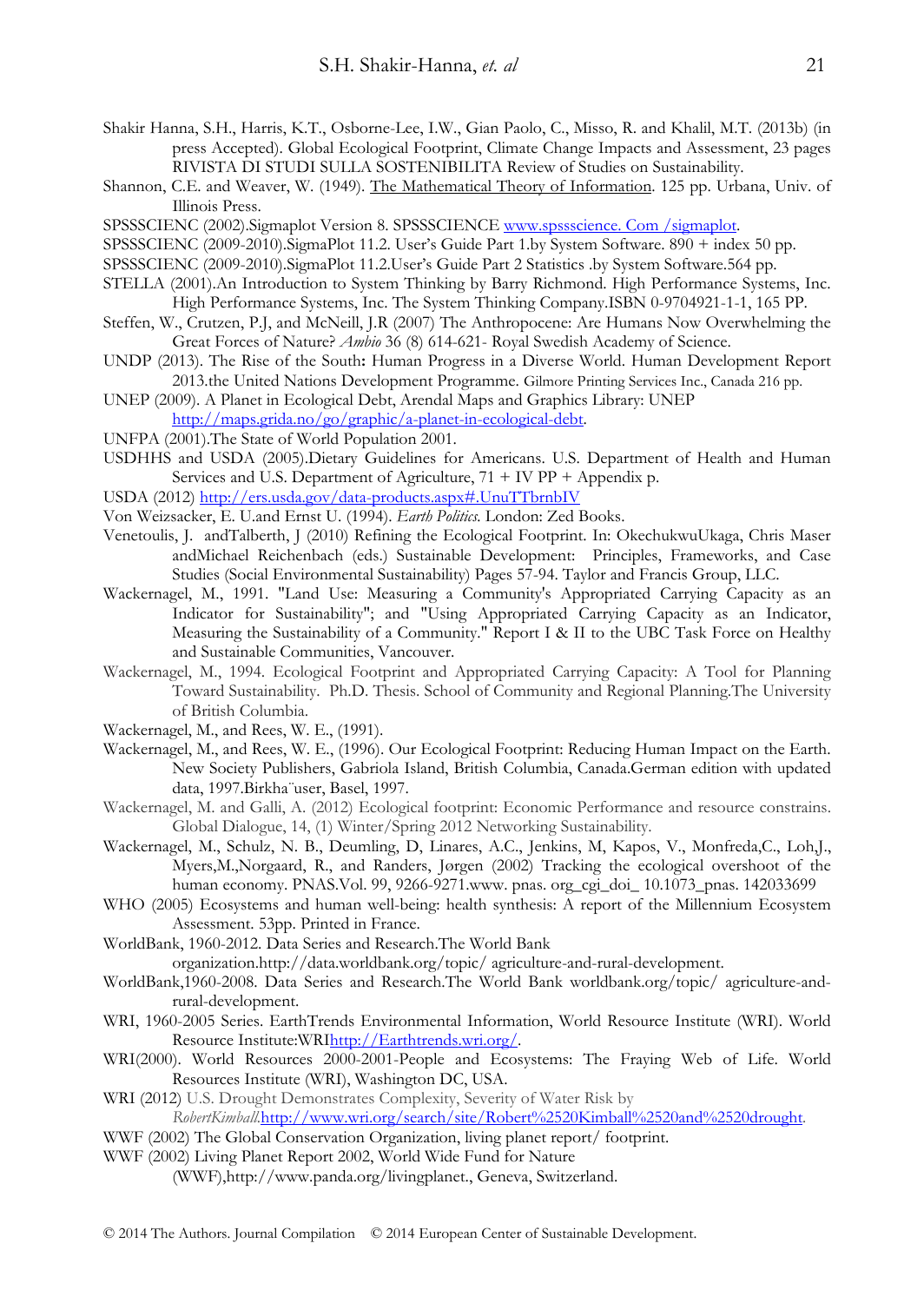Shakir Hanna, S.H., Harris, K.T., Osborne-Lee, I.W., Gian Paolo, C., Misso, R. and Khalil, M.T. (2013b) (in press Accepted). Global Ecological Footprint, Climate Change Impacts and Assessment, 23 pages RIVISTA DI STUDI SULLA SOSTENIBILITA Review of Studies on Sustainability.

Shannon, C.E. and Weaver, W. (1949). The Mathematical Theory of Information. 125 pp. Urbana, Univ. of Illinois Press.

SPSSSCIENC (2002).Sigmaplot Version 8. SPSSSCIENCE www.spssscience. Com /sigmaplot.

SPSSSCIENC (2009-2010).SigmaPlot 11.2. User's Guide Part 1.by System Software. 890 + index 50 pp.

SPSSSCIENC (2009-2010).SigmaPlot 11.2.User's Guide Part 2 Statistics .by System Software.564 pp.

STELLA (2001).An Introduction to System Thinking by Barry Richmond. High Performance Systems, Inc. High Performance Systems, Inc. The System Thinking Company.ISBN 0-9704921-1-1, 165 PP.

Steffen, W., Crutzen, P.J, and McNeill, J.R (2007) The Anthropocene: Are Humans Now Overwhelming the Great Forces of Nature? *Ambio* 36 (8) 614-621- Royal Swedish Academy of Science.

UNDP (2013). The Rise of the South**:** Human Progress in a Diverse World. Human Development Report 2013.the United Nations Development Programme. Gilmore Printing Services Inc., Canada 216 pp.

UNEP (2009). A Planet in Ecological Debt, Arendal Maps and Graphics Library: UNEP http://maps.grida.no/go/graphic/a-planet-in-ecological-debt.

UNFPA (2001).The State of World Population 2001.

USDHHS and USDA (2005).Dietary Guidelines for Americans. U.S. Department of Health and Human Services and U.S. Department of Agriculture, 71 + IV PP + Appendix p.

USDA (2012) http://ers.usda.gov/data-products.aspx#.UnuTTbrnbIV

Von Weizsacker, E. U.and Ernst U. (1994). *Earth Politics.* London: Zed Books.

Venetoulis, J. andTalberth, J (2010) Refining the Ecological Footprint. In: OkechukwuUkaga, Chris Maser andMichael Reichenbach (eds.) Sustainable Development: Principles, Frameworks, and Case Studies (Social Environmental Sustainability) Pages 57-94. Taylor and Francis Group, LLC.

Wackernagel, M., 1991. "Land Use: Measuring a Community's Appropriated Carrying Capacity as an Indicator for Sustainability"; and "Using Appropriated Carrying Capacity as an Indicator, Measuring the Sustainability of a Community." Report I & II to the UBC Task Force on Healthy and Sustainable Communities, Vancouver.

Wackernagel, M., 1994. Ecological Footprint and Appropriated Carrying Capacity: A Tool for Planning Toward Sustainability. Ph.D. Thesis. School of Community and Regional Planning.The University of British Columbia.

Wackernagel, M., and Rees, W. E., (1991).

Wackernagel, M., and Rees, W. E., (1996). Our Ecological Footprint: Reducing Human Impact on the Earth. New Society Publishers, Gabriola Island, British Columbia, Canada.German edition with updated data, 1997.Birkha¨user, Basel, 1997.

Wackernagel, M. and Galli, A. (2012) Ecological footprint: Economic Performance and resource constrains. Global Dialogue, 14, (1) Winter/Spring 2012 Networking Sustainability.

Wackernagel, M., Schulz, N. B., Deumling, D, Linares, A.C., Jenkins, M, Kapos, V., Monfreda,C., Loh,J., Myers,M.,Norgaard, R., and Randers, Jørgen (2002) Tracking the ecological overshoot of the human economy. PNAS.Vol. 99, 9266-9271.www. pnas. org_cgi_doi_ 10.1073_pnas. 142033699

WHO (2005) Ecosystems and human well-being: health synthesis: A report of the Millennium Ecosystem Assessment. 53pp. Printed in France.

WorldBank, 1960-2012. Data Series and Research.The World Bank organization.http://data.worldbank.org/topic/ agriculture-and-rural-development.

WorldBank,1960-2008. Data Series and Research.The World Bank worldbank.org/topic/ agriculture-and-rural-development.

WRI, 1960-2005 Series. EarthTrends Environmental Information, World Resource Institute (WRI). World Resource Institute:WRIhttp://Earthtrends.wri.org/.

WRI(2000). World Resources 2000-2001-People and Ecosystems: The Fraying Web of Life. World Resources Institute (WRI), Washington DC, USA.

WRI (2012) U.S. Drought Demonstrates Complexity, Severity of Water Risk by *RobertKimball*.http://www.wri.org/search/site/Robert%2520Kimball%2520and%2520drought.

WWF (2002) The Global Conservation Organization, living planet report/ footprint.

WWF (2002) Living Planet Report 2002, World Wide Fund for Nature (WWF),http://www.panda.org/livingplanet., Geneva, Switzerland.

© 2014 The Authors. Journal Compilation © 2014 European Center of Sustainable Development.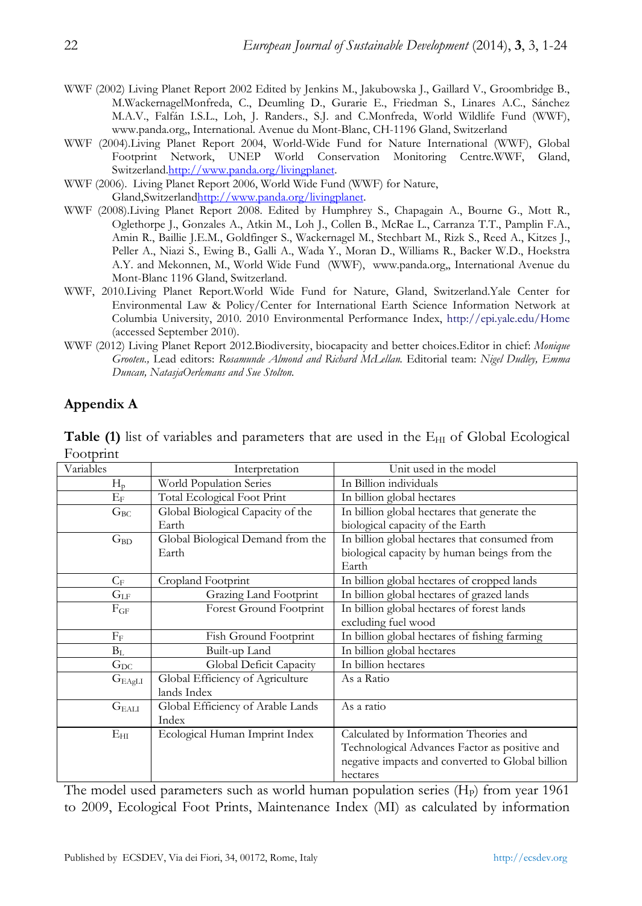WWF (2002) Living Planet Report 2002 Edited by Jenkins M., Jakubowska J., Gaillard V., Groombridge B., M.WackernagelMonfreda, C., Deumling D., Gurarie E., Friedman S., Linares A.C., Sánchez M.A.V., Falfán I.S.L., Loh, J. Randers., S.J. and C.Monfreda, World Wildlife Fund (WWF), www.panda.org,, International. Avenue du Mont-Blanc, CH-1196 Gland, Switzerland

WWF (2004).Living Planet Report 2004, World-Wide Fund for Nature International (WWF), Global Footprint Network, UNEP World Conservation Monitoring Centre.WWF, Gland, Switzerland.http://www.panda.org/livingplanet.

WWF (2006). Living Planet Report 2006, World Wide Fund (WWF) for Nature, Gland,Switzerlandhttp://www.panda.org/livingplanet.

WWF (2008).Living Planet Report 2008. Edited by Humphrey S., Chapagain A., Bourne G., Mott R., Oglethorpe J., Gonzales A., Atkin M., Loh J., Collen B., McRae L., Carranza T.T., Pamplin F.A., Amin R., Baillie J.E.M., Goldfinger S., Wackernagel M., Stechbart M., Rizk S., Reed A., Kitzes J., Peller A., Niazi S., Ewing B., Galli A., Wada Y., Moran D., Williams R., Backer W.D., Hoekstra A.Y. and Mekonnen, M., World Wide Fund (WWF), www.panda.org,, International Avenue du Mont-Blanc 1196 Gland, Switzerland.

WWF, 2010.Living Planet Report.World Wide Fund for Nature, Gland, Switzerland.Yale Center for Environmental Law & Policy/Center for International Earth Science Information Network at Columbia University, 2010. 2010 Environmental Performance Index, http://epi.yale.edu/Home (accessed September 2010).

WWF (2012) Living Planet Report 2012.Biodiversity, biocapacity and better choices.Editor in chief: *Monique Grooten.,* Lead editors: *Rosamunde Almond and Richard McLellan.* Editorial team: *Nigel Dudley, Emma Duncan, NatasjaOerlemans and Sue Stolton.*

## Appendix A

**Table (1)** list of variables and parameters that are used in the $E_{HI}$ of Global Ecological Footprint

| Variables | Interpretation | Unit used in the model |
|---|---|---|
| $H_p$ | World Population Series | In Billion individuals |
| $E_F$ | Total Ecological Foot Print | In billion global hectares |
| $G_{BC}$ | Global Biological Capacity of the Earth | In billion global hectares that generate the biological capacity of the Earth |
| $G_{BD}$ | Global Biological Demand from the Earth | In billion global hectares that consumed from biological capacity by human beings from the Earth |
| $C_F$ | Cropland Footprint | In billion global hectares of cropped lands |
| $G_{LF}$ | Grazing Land Footprint | In billion global hectares of grazed lands |
| $F_{GF}$ | Forest Ground Footprint | In billion global hectares of forest lands excluding fuel wood |
| $F_F$ | Fish Ground Footprint | In billion global hectares of fishing farming |
| $B_L$ | Built-up Land | In billion global hectares |
| $G_{DC}$ | Global Deficit Capacity | In billion hectares |
| $G_{EAgLI}$ | Global Efficiency of Agriculture lands Index | As a Ratio |
| $G_{EALI}$ | Global Efficiency of Arable Lands Index | As a ratio |
| $E_{HI}$ | Ecological Human Imprint Index | Calculated by Information Theories and Technological Advances Factor as positive and negative impacts and converted to Global billion hectares |

The model used parameters such as world human population series ($H_P$) from year 1961 to 2009, Ecological Foot Prints, Maintenance Index (MI) as calculated by information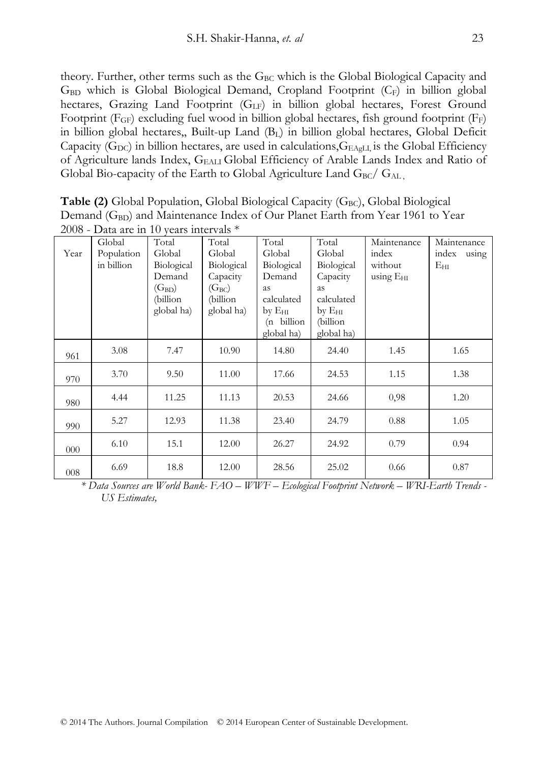theory. Further, other terms such as the $G_{BC}$ which is the Global Biological Capacity and $G_{BD}$ which is Global Biological Demand, Cropland Footprint ($C_F$) in billion global hectares, Grazing Land Footprint ($G_{LF}$) in billion global hectares, Forest Ground Footprint ($F_{GF}$) excluding fuel wood in billion global hectares, fish ground footprint ($F_F$) in billion global hectares,, Built-up Land ($B_L$) in billion global hectares, Global Deficit Capacity ($G_{DC}$) in billion hectares, are used in calculations,$G_{EAgLI,}$ is the Global Efficiency of Agriculture lands Index, $G_{EALI}$ Global Efficiency of Arable Lands Index and Ratio of Global Bio-capacity of the Earth to Global Agriculture Land $G_{BC}/ G_{AL}$ ,

**Table (2)** Global Population, Global Biological Capacity ($G_{BC}$), Global Biological Demand ($G_{BD}$) and Maintenance Index of Our Planet Earth from Year 1961 to Year 2008 - Data are in 10 years intervals *

| Year | Global Population in billion | Total Global Biological Demand ($G_{BD}$) (billion global ha) | Total Global Biological Capacity ($G_{BC}$) (billion global ha) | Total Global Biological Demand as calculated by $E_{HI}$ (n billion global ha) | Total Global Biological Capacity as calculated by $E_{HI}$ (billion global ha) | Maintenance index without using $E_{HI}$ | Maintenance index using $E_{HI}$ |
|---|---|---|---|---|---|---|---|
| 961 | 3.08 | 7.47 | 10.90 | 14.80 | 24.40 | 1.45 | 1.65 |
| 970 | 3.70 | 9.50 | 11.00 | 17.66 | 24.53 | 1.15 | 1.38 |
| 980 | 4.44 | 11.25 | 11.13 | 20.53 | 24.66 | 0,98 | 1.20 |
| 990 | 5.27 | 12.93 | 11.38 | 23.40 | 24.79 | 0.88 | 1.05 |
| 000 | 6.10 | 15.1 | 12.00 | 26.27 | 24.92 | 0.79 | 0.94 |
| 008 | 6.69 | 18.8 | 12.00 | 28.56 | 25.02 | 0.66 | 0.87 |

*\* Data Sources are World Bank- FAO – WWF – Ecological Footprint Network – WRI-Earth Trends - US Estimates,*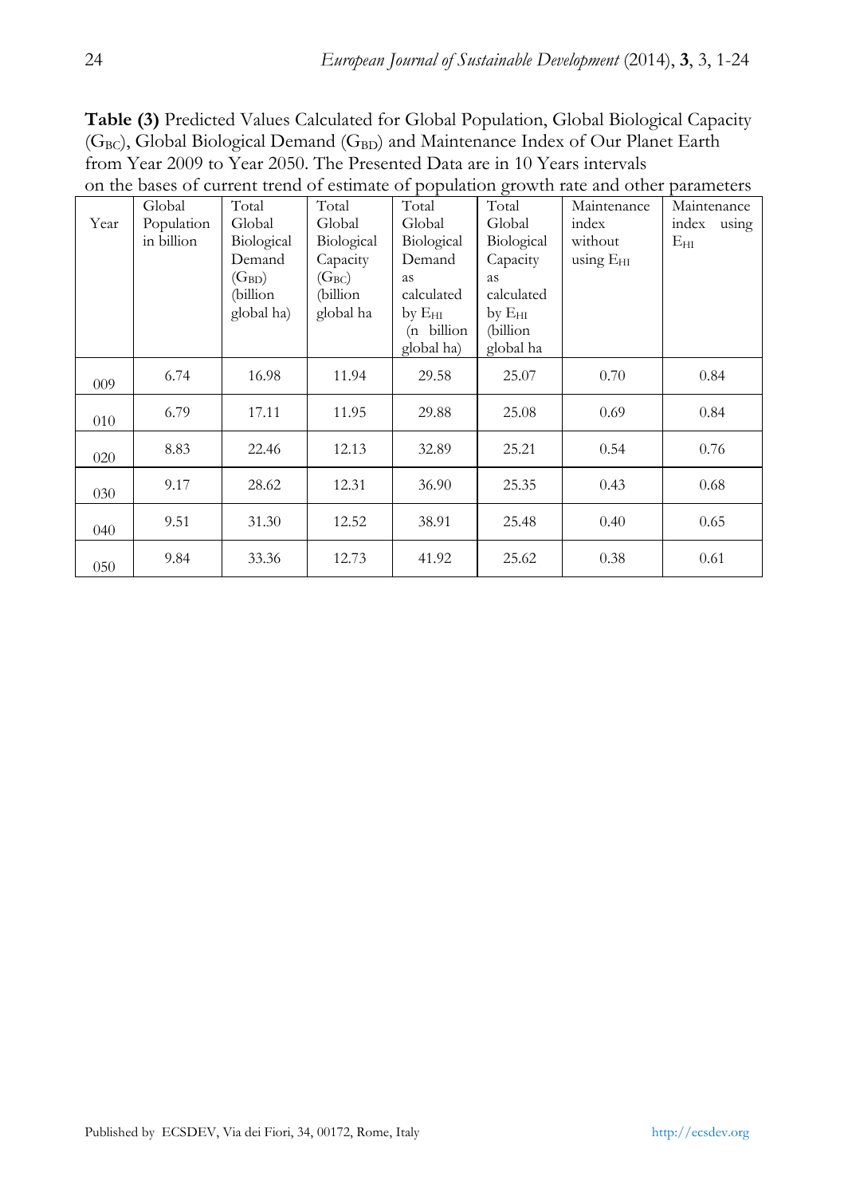**Table (3)** Predicted Values Calculated for Global Population, Global Biological Capacity ($G_{BC}$), Global Biological Demand ($G_{BD}$) and Maintenance Index of Our Planet Earth from Year 2009 to Year 2050. The Presented Data are in 10 Years intervals on the bases of current trend of estimate of population growth rate and other parameters

| Year | Global Population in billion | Total Global Biological Demand ($G_{BD}$) (billion global ha) | Total Global Biological Capacity ($G_{BC}$) (billion global ha | Total Global Biological Demand as calculated by $E_{HI}$ (n billion global ha) | Total Global Biological Capacity as calculated by $E_{HI}$ (billion global ha | Maintenance index without using $E_{HI}$ | Maintenance index using $E_{HI}$ |
|---|---|---|---|---|---|---|---|
| 009 | 6.74 | 16.98 | 11.94 | 29.58 | 25.07 | 0.70 | 0.84 |
| 010 | 6.79 | 17.11 | 11.95 | 29.88 | 25.08 | 0.69 | 0.84 |
| 020 | 8.83 | 22.46 | 12.13 | 32.89 | 25.21 | 0.54 | 0.76 |
| 030 | 9.17 | 28.62 | 12.31 | 36.90 | 25.35 | 0.43 | 0.68 |
| 040 | 9.51 | 31.30 | 12.52 | 38.91 | 25.48 | 0.40 | 0.65 |
| 050 | 9.84 | 33.36 | 12.73 | 41.92 | 25.62 | 0.38 | 0.61 |

Published by ECSDEV, Via dei Fiori, 34, 00172, Rome, Italy http://ecsdev.org